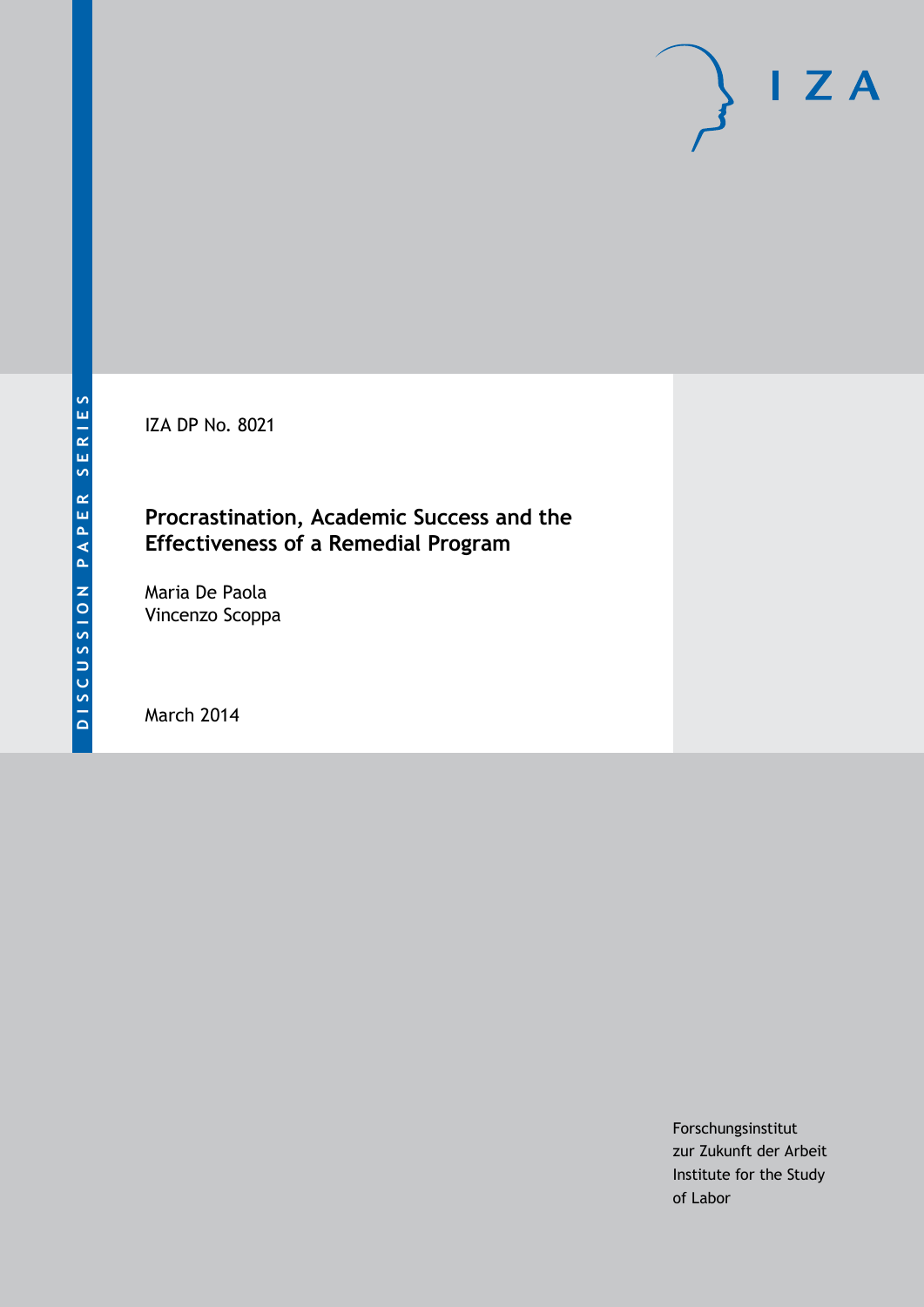DISCUSSION PAPER SERIES

IZA DP No. 8021

# Procrastination, Academic Success and the Effectiveness of a Remedial Program

Maria De Paola
Vincenzo Scoppa

March 2014

Forschungsinstitut
zur Zukunft der Arbeit
Institute for the Study
of Labor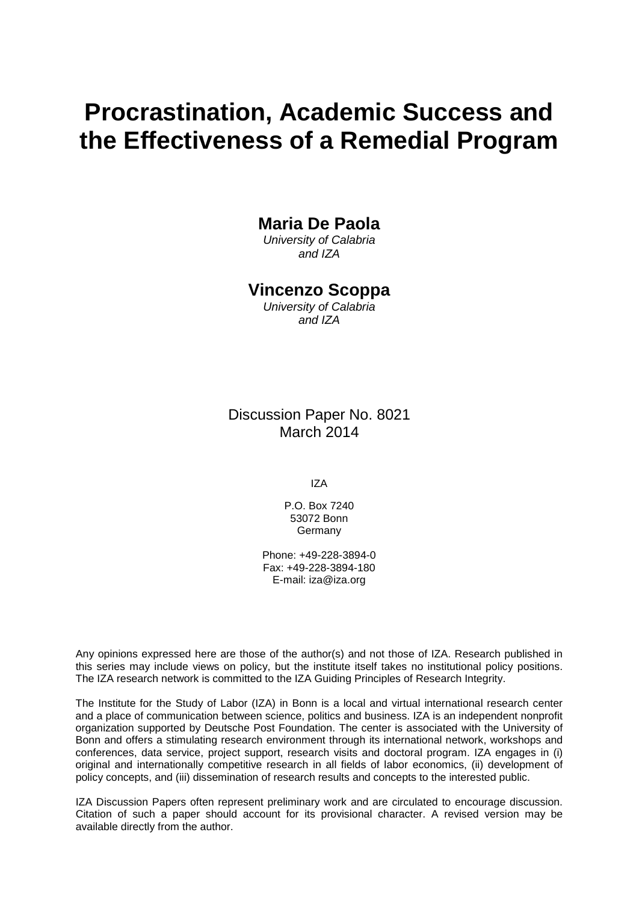# Procrastination, Academic Success and the Effectiveness of a Remedial Program

**Maria De Paola**
*University of Calabria and IZA*

**Vincenzo Scoppa**
*University of Calabria and IZA*

Discussion Paper No. 8021
March 2014

IZA

P.O. Box 7240
53072 Bonn
Germany

Phone: +49-228-3894-0
Fax: +49-228-3894-180
E-mail: iza@iza.org

Any opinions expressed here are those of the author(s) and not those of IZA. Research published in this series may include views on policy, but the institute itself takes no institutional policy positions. The IZA research network is committed to the IZA Guiding Principles of Research Integrity.

The Institute for the Study of Labor (IZA) in Bonn is a local and virtual international research center and a place of communication between science, politics and business. IZA is an independent nonprofit organization supported by Deutsche Post Foundation. The center is associated with the University of Bonn and offers a stimulating research environment through its international network, workshops and conferences, data service, project support, research visits and doctoral program. IZA engages in (i) original and internationally competitive research in all fields of labor economics, (ii) development of policy concepts, and (iii) dissemination of research results and concepts to the interested public.

IZA Discussion Papers often represent preliminary work and are circulated to encourage discussion. Citation of such a paper should account for its provisional character. A revised version may be available directly from the author.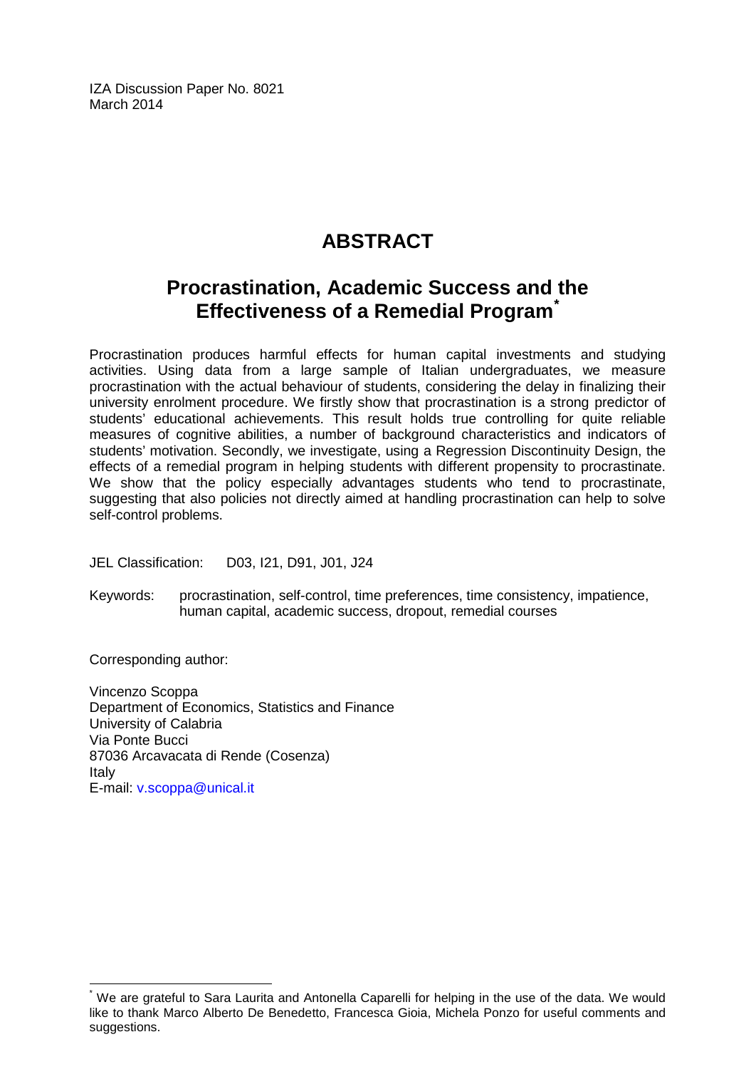IZA Discussion Paper No. 8021
March 2014

# ABSTRACT

## Procrastination, Academic Success and the Effectiveness of a Remedial Program*

Procrastination produces harmful effects for human capital investments and studying activities. Using data from a large sample of Italian undergraduates, we measure procrastination with the actual behaviour of students, considering the delay in finalizing their university enrolment procedure. We firstly show that procrastination is a strong predictor of students' educational achievements. This result holds true controlling for quite reliable measures of cognitive abilities, a number of background characteristics and indicators of students' motivation. Secondly, we investigate, using a Regression Discontinuity Design, the effects of a remedial program in helping students with different propensity to procrastinate. We show that the policy especially advantages students who tend to procrastinate, suggesting that also policies not directly aimed at handling procrastination can help to solve self-control problems.

JEL Classification: D03, I21, D91, J01, J24

Keywords: procrastination, self-control, time preferences, time consistency, impatience, human capital, academic success, dropout, remedial courses

Corresponding author:

Vincenzo Scoppa
Department of Economics, Statistics and Finance
University of Calabria
Via Ponte Bucci
87036 Arcavacata di Rende (Cosenza)
Italy
E-mail: v.scoppa@unical.it

---

* We are grateful to Sara Laurita and Antonella Caparelli for helping in the use of the data. We would like to thank Marco Alberto De Benedetto, Francesca Gioia, Michela Ponzo for useful comments and suggestions.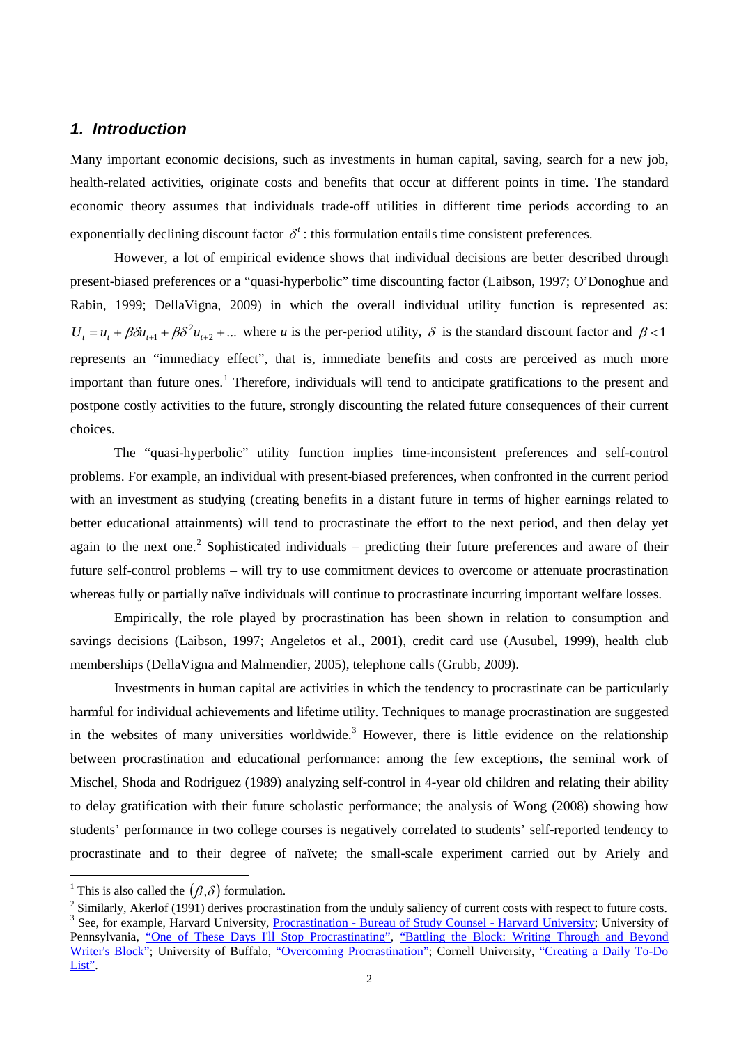## *1. Introduction*

Many important economic decisions, such as investments in human capital, saving, search for a new job, health-related activities, originate costs and benefits that occur at different points in time. The standard economic theory assumes that individuals trade-off utilities in different time periods according to an exponentially declining discount factor $\delta^t$: this formulation entails time consistent preferences.

However, a lot of empirical evidence shows that individual decisions are better described through present-biased preferences or a "quasi-hyperbolic" time discounting factor (Laibson, 1997; O'Donoghue and Rabin, 1999; DellaVigna, 2009) in which the overall individual utility function is represented as: $U_t = u_t + \beta\delta u_{t+1} + \beta\delta^2 u_{t+2} + ...$ where *u* is the per-period utility, $\delta$ is the standard discount factor and $\beta < 1$ represents an "immediacy effect", that is, immediate benefits and costs are perceived as much more important than future ones.[1] Therefore, individuals will tend to anticipate gratifications to the present and postpone costly activities to the future, strongly discounting the related future consequences of their current choices.

The "quasi-hyperbolic" utility function implies time-inconsistent preferences and self-control problems. For example, an individual with present-biased preferences, when confronted in the current period with an investment as studying (creating benefits in a distant future in terms of higher earnings related to better educational attainments) will tend to procrastinate the effort to the next period, and then delay yet again to the next one.[2] Sophisticated individuals – predicting their future preferences and aware of their future self-control problems – will try to use commitment devices to overcome or attenuate procrastination whereas fully or partially naïve individuals will continue to procrastinate incurring important welfare losses.

Empirically, the role played by procrastination has been shown in relation to consumption and savings decisions (Laibson, 1997; Angeletos et al., 2001), credit card use (Ausubel, 1999), health club memberships (DellaVigna and Malmendier, 2005), telephone calls (Grubb, 2009).

Investments in human capital are activities in which the tendency to procrastinate can be particularly harmful for individual achievements and lifetime utility. Techniques to manage procrastination are suggested in the websites of many universities worldwide.[3] However, there is little evidence on the relationship between procrastination and educational performance: among the few exceptions, the seminal work of Mischel, Shoda and Rodriguez (1989) analyzing self-control in 4-year old children and relating their ability to delay gratification with their future scholastic performance; the analysis of Wong (2008) showing how students' performance in two college courses is negatively correlated to students' self-reported tendency to procrastinate and to their degree of naïvete; the small-scale experiment carried out by Ariely and

---

[1] This is also called the $(\beta, \delta)$ formulation.

[2] Similarly, Akerlof (1991) derives procrastination from the unduly saliency of current costs with respect to future costs.

[3] See, for example, Harvard University, Procrastination - Bureau of Study Counsel - Harvard University; University of Pennsylvania, "One of These Days I'll Stop Procrastinating", "Battling the Block: Writing Through and Beyond Writer's Block"; University of Buffalo, "Overcoming Procrastination"; Cornell University, "Creating a Daily To-Do List".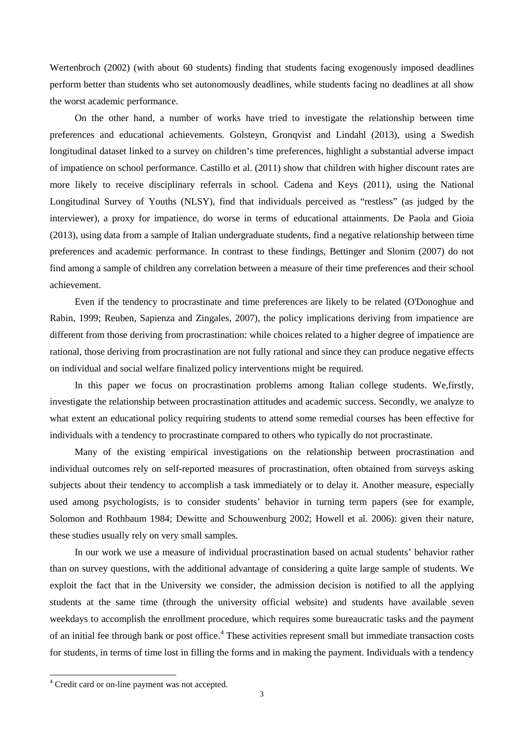Wertenbroch (2002) (with about 60 students) finding that students facing exogenously imposed deadlines perform better than students who set autonomously deadlines, while students facing no deadlines at all show the worst academic performance.

On the other hand, a number of works have tried to investigate the relationship between time preferences and educational achievements. Golsteyn, Gronqvist and Lindahl (2013), using a Swedish longitudinal dataset linked to a survey on children's time preferences, highlight a substantial adverse impact of impatience on school performance. Castillo et al. (2011) show that children with higher discount rates are more likely to receive disciplinary referrals in school. Cadena and Keys (2011), using the National Longitudinal Survey of Youths (NLSY), find that individuals perceived as "restless" (as judged by the interviewer), a proxy for impatience, do worse in terms of educational attainments. De Paola and Gioia (2013), using data from a sample of Italian undergraduate students, find a negative relationship between time preferences and academic performance. In contrast to these findings, Bettinger and Slonim (2007) do not find among a sample of children any correlation between a measure of their time preferences and their school achievement.

Even if the tendency to procrastinate and time preferences are likely to be related (O'Donoghue and Rabin, 1999; Reuben, Sapienza and Zingales, 2007), the policy implications deriving from impatience are different from those deriving from procrastination: while choices related to a higher degree of impatience are rational, those deriving from procrastination are not fully rational and since they can produce negative effects on individual and social welfare finalized policy interventions might be required.

In this paper we focus on procrastination problems among Italian college students. We,firstly, investigate the relationship between procrastination attitudes and academic success. Secondly, we analyze to what extent an educational policy requiring students to attend some remedial courses has been effective for individuals with a tendency to procrastinate compared to others who typically do not procrastinate.

Many of the existing empirical investigations on the relationship between procrastination and individual outcomes rely on self-reported measures of procrastination, often obtained from surveys asking subjects about their tendency to accomplish a task immediately or to delay it. Another measure, especially used among psychologists, is to consider students' behavior in turning term papers (see for example, Solomon and Rothbaum 1984; Dewitte and Schouwenburg 2002; Howell et al. 2006): given their nature, these studies usually rely on very small samples.

In our work we use a measure of individual procrastination based on actual students' behavior rather than on survey questions, with the additional advantage of considering a quite large sample of students. We exploit the fact that in the University we consider, the admission decision is notified to all the applying students at the same time (through the university official website) and students have available seven weekdays to accomplish the enrollment procedure, which requires some bureaucratic tasks and the payment of an initial fee through bank or post office.[4] These activities represent small but immediate transaction costs for students, in terms of time lost in filling the forms and in making the payment. Individuals with a tendency

[4] Credit card or on-line payment was not accepted.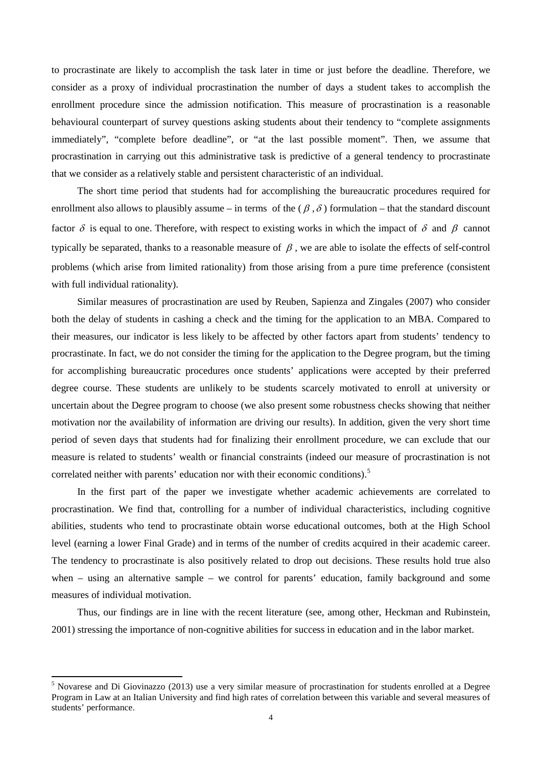to procrastinate are likely to accomplish the task later in time or just before the deadline. Therefore, we consider as a proxy of individual procrastination the number of days a student takes to accomplish the enrollment procedure since the admission notification. This measure of procrastination is a reasonable behavioural counterpart of survey questions asking students about their tendency to "complete assignments immediately", "complete before deadline", or "at the last possible moment". Then, we assume that procrastination in carrying out this administrative task is predictive of a general tendency to procrastinate that we consider as a relatively stable and persistent characteristic of an individual.

The short time period that students had for accomplishing the bureaucratic procedures required for enrollment also allows to plausibly assume – in terms of the ($\beta$, $\delta$) formulation – that the standard discount factor $\delta$ is equal to one. Therefore, with respect to existing works in which the impact of $\delta$ and $\beta$ cannot typically be separated, thanks to a reasonable measure of $\beta$, we are able to isolate the effects of self-control problems (which arise from limited rationality) from those arising from a pure time preference (consistent with full individual rationality).

Similar measures of procrastination are used by Reuben, Sapienza and Zingales (2007) who consider both the delay of students in cashing a check and the timing for the application to an MBA. Compared to their measures, our indicator is less likely to be affected by other factors apart from students' tendency to procrastinate. In fact, we do not consider the timing for the application to the Degree program, but the timing for accomplishing bureaucratic procedures once students' applications were accepted by their preferred degree course. These students are unlikely to be students scarcely motivated to enroll at university or uncertain about the Degree program to choose (we also present some robustness checks showing that neither motivation nor the availability of information are driving our results). In addition, given the very short time period of seven days that students had for finalizing their enrollment procedure, we can exclude that our measure is related to students' wealth or financial constraints (indeed our measure of procrastination is not correlated neither with parents' education nor with their economic conditions).[5]

In the first part of the paper we investigate whether academic achievements are correlated to procrastination. We find that, controlling for a number of individual characteristics, including cognitive abilities, students who tend to procrastinate obtain worse educational outcomes, both at the High School level (earning a lower Final Grade) and in terms of the number of credits acquired in their academic career. The tendency to procrastinate is also positively related to drop out decisions. These results hold true also when – using an alternative sample – we control for parents' education, family background and some measures of individual motivation.

Thus, our findings are in line with the recent literature (see, among other, Heckman and Rubinstein, 2001) stressing the importance of non-cognitive abilities for success in education and in the labor market.

[5] Novarese and Di Giovinazzo (2013) use a very similar measure of procrastination for students enrolled at a Degree Program in Law at an Italian University and find high rates of correlation between this variable and several measures of students' performance.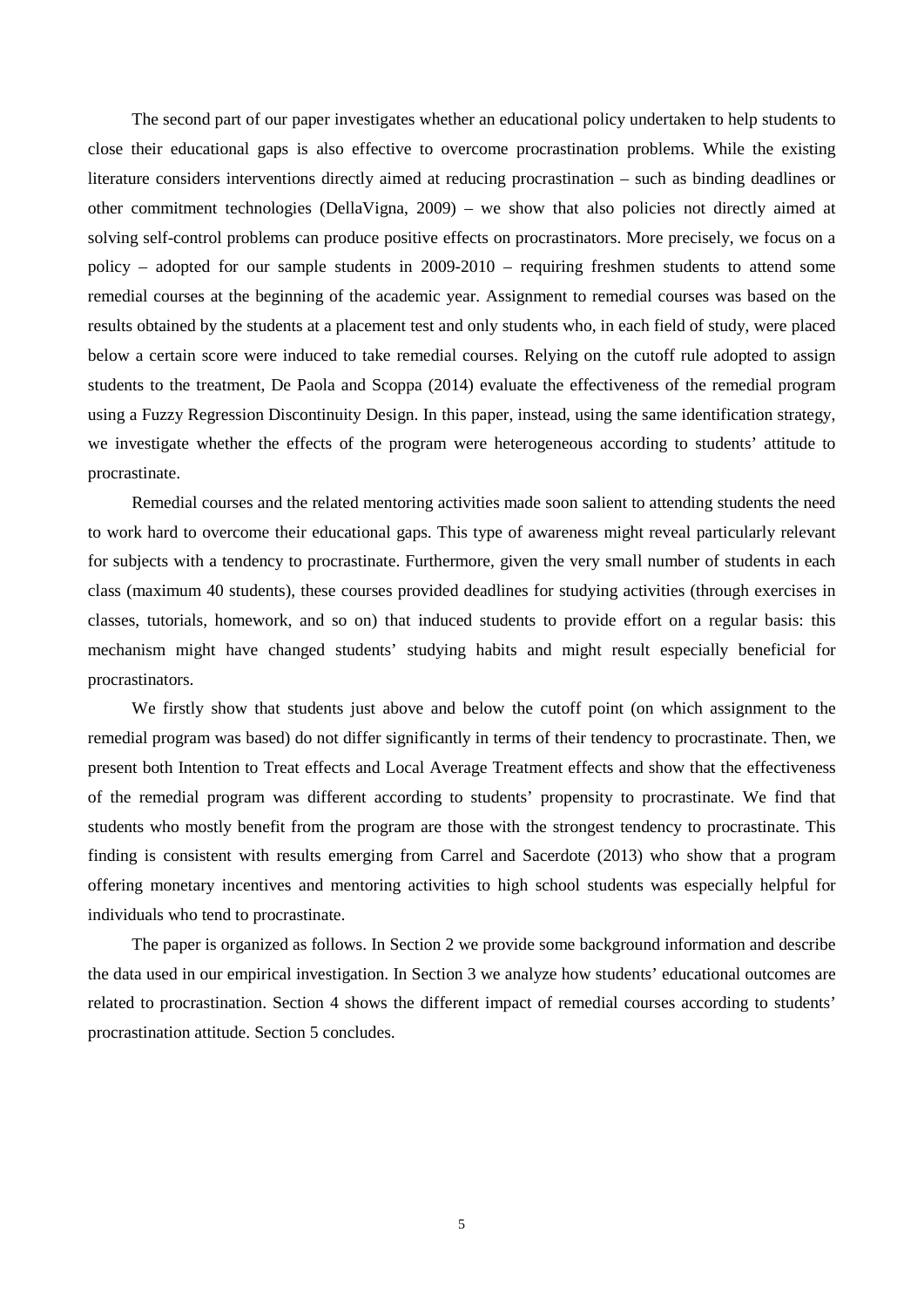The second part of our paper investigates whether an educational policy undertaken to help students to close their educational gaps is also effective to overcome procrastination problems. While the existing literature considers interventions directly aimed at reducing procrastination – such as binding deadlines or other commitment technologies (DellaVigna, 2009) – we show that also policies not directly aimed at solving self-control problems can produce positive effects on procrastinators. More precisely, we focus on a policy – adopted for our sample students in 2009-2010 – requiring freshmen students to attend some remedial courses at the beginning of the academic year. Assignment to remedial courses was based on the results obtained by the students at a placement test and only students who, in each field of study, were placed below a certain score were induced to take remedial courses. Relying on the cutoff rule adopted to assign students to the treatment, De Paola and Scoppa (2014) evaluate the effectiveness of the remedial program using a Fuzzy Regression Discontinuity Design. In this paper, instead, using the same identification strategy, we investigate whether the effects of the program were heterogeneous according to students' attitude to procrastinate.

Remedial courses and the related mentoring activities made soon salient to attending students the need to work hard to overcome their educational gaps. This type of awareness might reveal particularly relevant for subjects with a tendency to procrastinate. Furthermore, given the very small number of students in each class (maximum 40 students), these courses provided deadlines for studying activities (through exercises in classes, tutorials, homework, and so on) that induced students to provide effort on a regular basis: this mechanism might have changed students' studying habits and might result especially beneficial for procrastinators.

We firstly show that students just above and below the cutoff point (on which assignment to the remedial program was based) do not differ significantly in terms of their tendency to procrastinate. Then, we present both Intention to Treat effects and Local Average Treatment effects and show that the effectiveness of the remedial program was different according to students' propensity to procrastinate. We find that students who mostly benefit from the program are those with the strongest tendency to procrastinate. This finding is consistent with results emerging from Carrel and Sacerdote (2013) who show that a program offering monetary incentives and mentoring activities to high school students was especially helpful for individuals who tend to procrastinate.

The paper is organized as follows. In Section 2 we provide some background information and describe the data used in our empirical investigation. In Section 3 we analyze how students' educational outcomes are related to procrastination. Section 4 shows the different impact of remedial courses according to students' procrastination attitude. Section 5 concludes.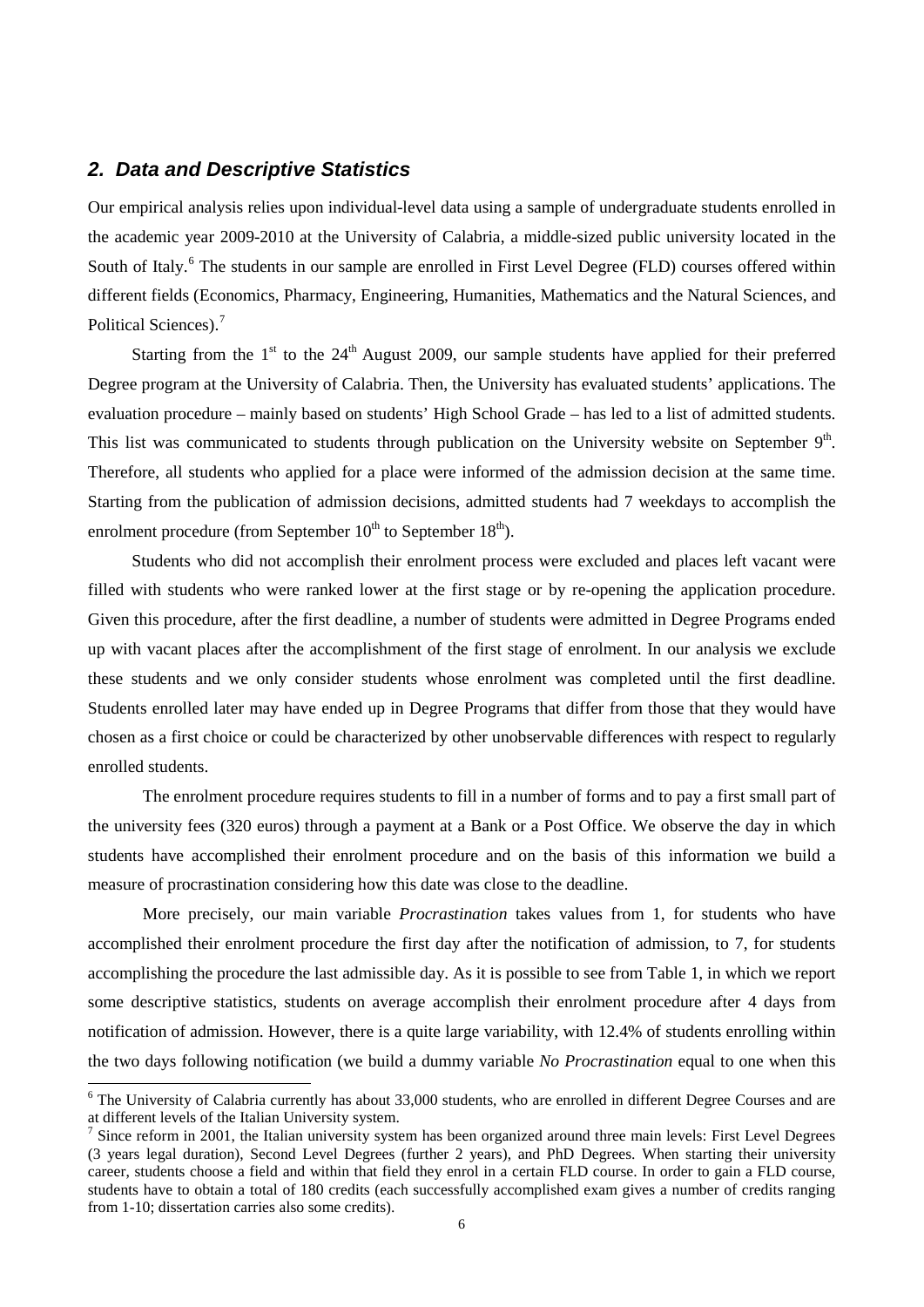## *2. Data and Descriptive Statistics*

Our empirical analysis relies upon individual-level data using a sample of undergraduate students enrolled in the academic year 2009-2010 at the University of Calabria, a middle-sized public university located in the South of Italy.[6] The students in our sample are enrolled in First Level Degree (FLD) courses offered within different fields (Economics, Pharmacy, Engineering, Humanities, Mathematics and the Natural Sciences, and Political Sciences).[7]

Starting from the 1st to the 24th August 2009, our sample students have applied for their preferred Degree program at the University of Calabria. Then, the University has evaluated students' applications. The evaluation procedure – mainly based on students' High School Grade – has led to a list of admitted students. This list was communicated to students through publication on the University website on September 9th. Therefore, all students who applied for a place were informed of the admission decision at the same time. Starting from the publication of admission decisions, admitted students had 7 weekdays to accomplish the enrolment procedure (from September 10th to September 18th).

Students who did not accomplish their enrolment process were excluded and places left vacant were filled with students who were ranked lower at the first stage or by re-opening the application procedure. Given this procedure, after the first deadline, a number of students were admitted in Degree Programs ended up with vacant places after the accomplishment of the first stage of enrolment. In our analysis we exclude these students and we only consider students whose enrolment was completed until the first deadline. Students enrolled later may have ended up in Degree Programs that differ from those that they would have chosen as a first choice or could be characterized by other unobservable differences with respect to regularly enrolled students.

The enrolment procedure requires students to fill in a number of forms and to pay a first small part of the university fees (320 euros) through a payment at a Bank or a Post Office. We observe the day in which students have accomplished their enrolment procedure and on the basis of this information we build a measure of procrastination considering how this date was close to the deadline.

More precisely, our main variable *Procrastination* takes values from 1, for students who have accomplished their enrolment procedure the first day after the notification of admission, to 7, for students accomplishing the procedure the last admissible day. As it is possible to see from Table 1, in which we report some descriptive statistics, students on average accomplish their enrolment procedure after 4 days from notification of admission. However, there is a quite large variability, with 12.4% of students enrolling within the two days following notification (we build a dummy variable *No Procrastination* equal to one when this

---

[6] The University of Calabria currently has about 33,000 students, who are enrolled in different Degree Courses and are at different levels of the Italian University system.

[7] Since reform in 2001, the Italian university system has been organized around three main levels: First Level Degrees (3 years legal duration), Second Level Degrees (further 2 years), and PhD Degrees. When starting their university career, students choose a field and within that field they enrol in a certain FLD course. In order to gain a FLD course, students have to obtain a total of 180 credits (each successfully accomplished exam gives a number of credits ranging from 1-10; dissertation carries also some credits).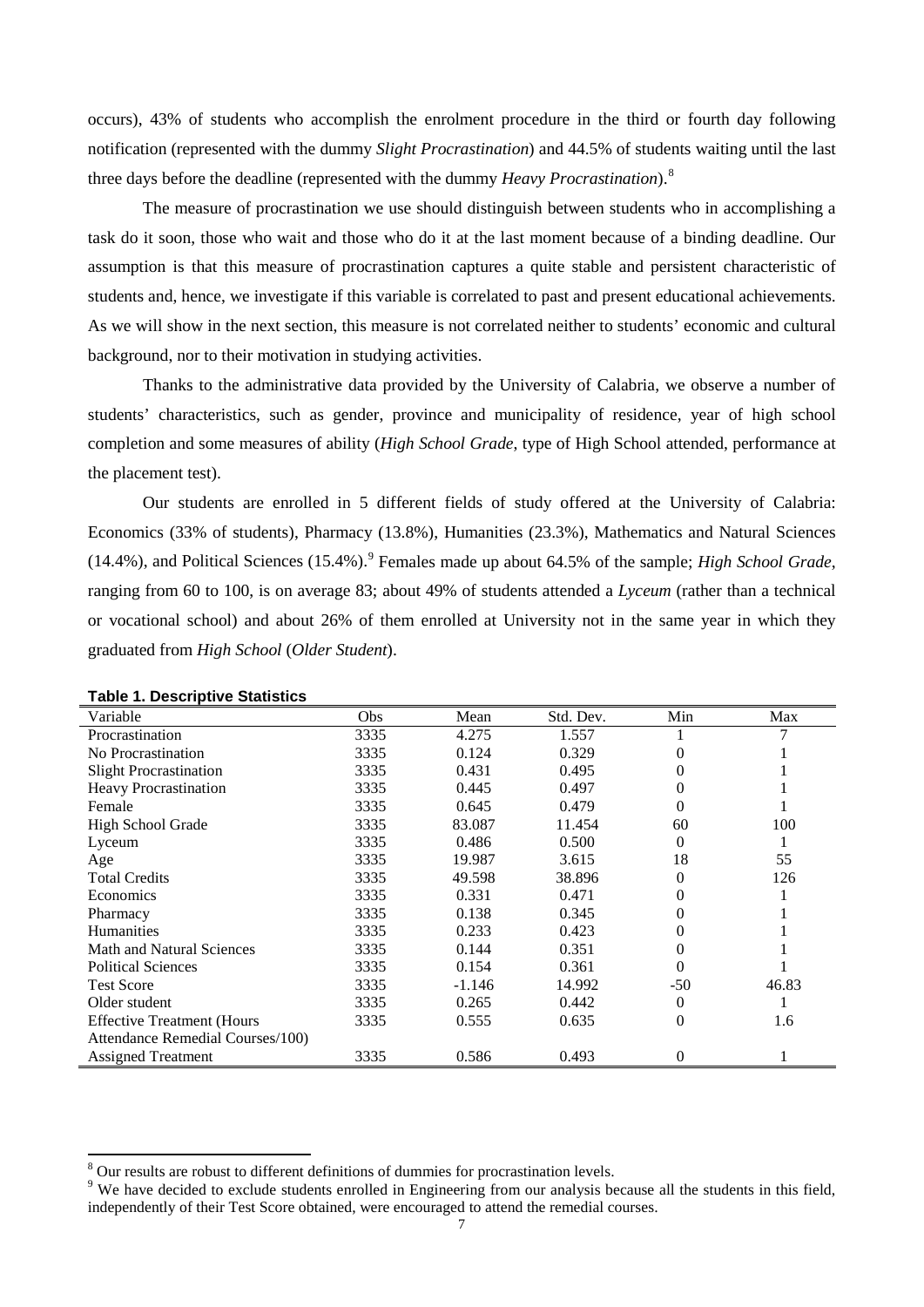occurs), 43% of students who accomplish the enrolment procedure in the third or fourth day following notification (represented with the dummy *Slight Procrastination*) and 44.5% of students waiting until the last three days before the deadline (represented with the dummy *Heavy Procrastination*).[8]

The measure of procrastination we use should distinguish between students who in accomplishing a task do it soon, those who wait and those who do it at the last moment because of a binding deadline. Our assumption is that this measure of procrastination captures a quite stable and persistent characteristic of students and, hence, we investigate if this variable is correlated to past and present educational achievements. As we will show in the next section, this measure is not correlated neither to students' economic and cultural background, nor to their motivation in studying activities.

Thanks to the administrative data provided by the University of Calabria, we observe a number of students' characteristics, such as gender, province and municipality of residence, year of high school completion and some measures of ability (*High School Grade*, type of High School attended, performance at the placement test).

Our students are enrolled in 5 different fields of study offered at the University of Calabria: Economics (33% of students), Pharmacy (13.8%), Humanities (23.3%), Mathematics and Natural Sciences (14.4%), and Political Sciences (15.4%).[9] Females made up about 64.5% of the sample; *High School Grade*, ranging from 60 to 100, is on average 83; about 49% of students attended a *Lyceum* (rather than a technical or vocational school) and about 26% of them enrolled at University not in the same year in which they graduated from *High School* (*Older Student*).

**Table 1. Descriptive Statistics**

| Variable | Obs | Mean | Std. Dev. | Min | Max |
|---|---|---|---|---|---|
| Procrastination | 3335 | 4.275 | 1.557 | 1 | 7 |
| No Procrastination | 3335 | 0.124 | 0.329 | 0 | 1 |
| Slight Procrastination | 3335 | 0.431 | 0.495 | 0 | 1 |
| Heavy Procrastination | 3335 | 0.445 | 0.497 | 0 | 1 |
| Female | 3335 | 0.645 | 0.479 | 0 | 1 |
| High School Grade | 3335 | 83.087 | 11.454 | 60 | 100 |
| Lyceum | 3335 | 0.486 | 0.500 | 0 | 1 |
| Age | 3335 | 19.987 | 3.615 | 18 | 55 |
| Total Credits | 3335 | 49.598 | 38.896 | 0 | 126 |
| Economics | 3335 | 0.331 | 0.471 | 0 | 1 |
| Pharmacy | 3335 | 0.138 | 0.345 | 0 | 1 |
| Humanities | 3335 | 0.233 | 0.423 | 0 | 1 |
| Math and Natural Sciences | 3335 | 0.144 | 0.351 | 0 | 1 |
| Political Sciences | 3335 | 0.154 | 0.361 | 0 | 1 |
| Test Score | 3335 | -1.146 | 14.992 | -50 | 46.83 |
| Older student | 3335 | 0.265 | 0.442 | 0 | 1 |
| Effective Treatment (Hours Attendance Remedial Courses/100) | 3335 | 0.555 | 0.635 | 0 | 1.6 |
| Assigned Treatment | 3335 | 0.586 | 0.493 | 0 | 1 |

[8] Our results are robust to different definitions of dummies for procrastination levels.

[9] We have decided to exclude students enrolled in Engineering from our analysis because all the students in this field, independently of their Test Score obtained, were encouraged to attend the remedial courses.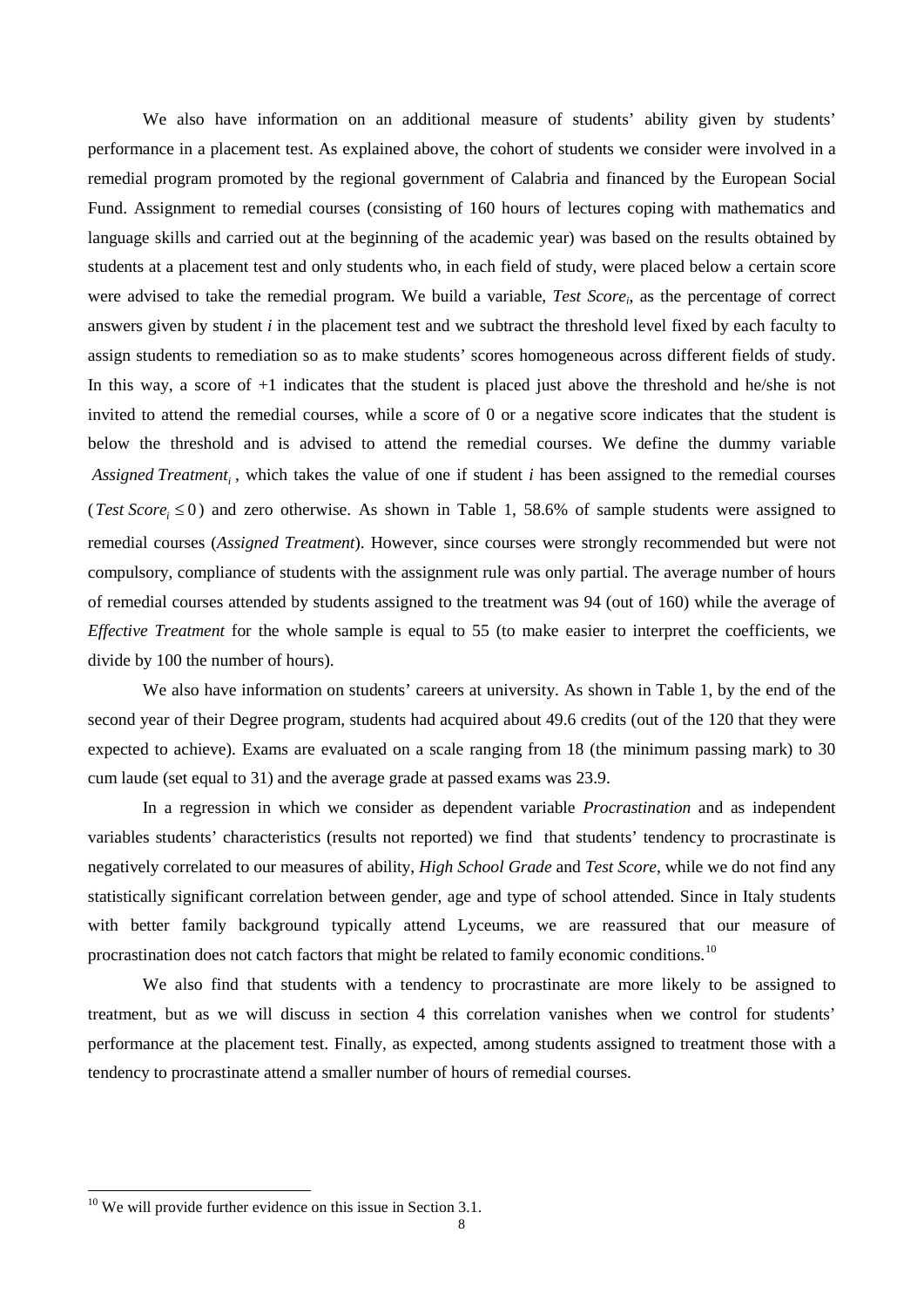We also have information on an additional measure of students' ability given by students' performance in a placement test. As explained above, the cohort of students we consider were involved in a remedial program promoted by the regional government of Calabria and financed by the European Social Fund. Assignment to remedial courses (consisting of 160 hours of lectures coping with mathematics and language skills and carried out at the beginning of the academic year) was based on the results obtained by students at a placement test and only students who, in each field of study, were placed below a certain score were advised to take the remedial program. We build a variable, $Test\ Score_i$, as the percentage of correct answers given by student *i* in the placement test and we subtract the threshold level fixed by each faculty to assign students to remediation so as to make students' scores homogeneous across different fields of study. In this way, a score of +1 indicates that the student is placed just above the threshold and he/she is not invited to attend the remedial courses, while a score of 0 or a negative score indicates that the student is below the threshold and is advised to attend the remedial courses. We define the dummy variable $Assigned\ Treatment_i$, which takes the value of one if student *i* has been assigned to the remedial courses ($Test\ Score_i \leq 0$) and zero otherwise. As shown in Table 1, 58.6% of sample students were assigned to remedial courses (*Assigned Treatment*). However, since courses were strongly recommended but were not compulsory, compliance of students with the assignment rule was only partial. The average number of hours of remedial courses attended by students assigned to the treatment was 94 (out of 160) while the average of *Effective Treatment* for the whole sample is equal to 55 (to make easier to interpret the coefficients, we divide by 100 the number of hours).

We also have information on students' careers at university. As shown in Table 1, by the end of the second year of their Degree program, students had acquired about 49.6 credits (out of the 120 that they were expected to achieve). Exams are evaluated on a scale ranging from 18 (the minimum passing mark) to 30 cum laude (set equal to 31) and the average grade at passed exams was 23.9.

In a regression in which we consider as dependent variable *Procrastination* and as independent variables students' characteristics (results not reported) we find that students' tendency to procrastinate is negatively correlated to our measures of ability, *High School Grade* and *Test Score*, while we do not find any statistically significant correlation between gender, age and type of school attended. Since in Italy students with better family background typically attend Lyceums, we are reassured that our measure of procrastination does not catch factors that might be related to family economic conditions.[10]

We also find that students with a tendency to procrastinate are more likely to be assigned to treatment, but as we will discuss in section 4 this correlation vanishes when we control for students' performance at the placement test. Finally, as expected, among students assigned to treatment those with a tendency to procrastinate attend a smaller number of hours of remedial courses.

[10] We will provide further evidence on this issue in Section 3.1.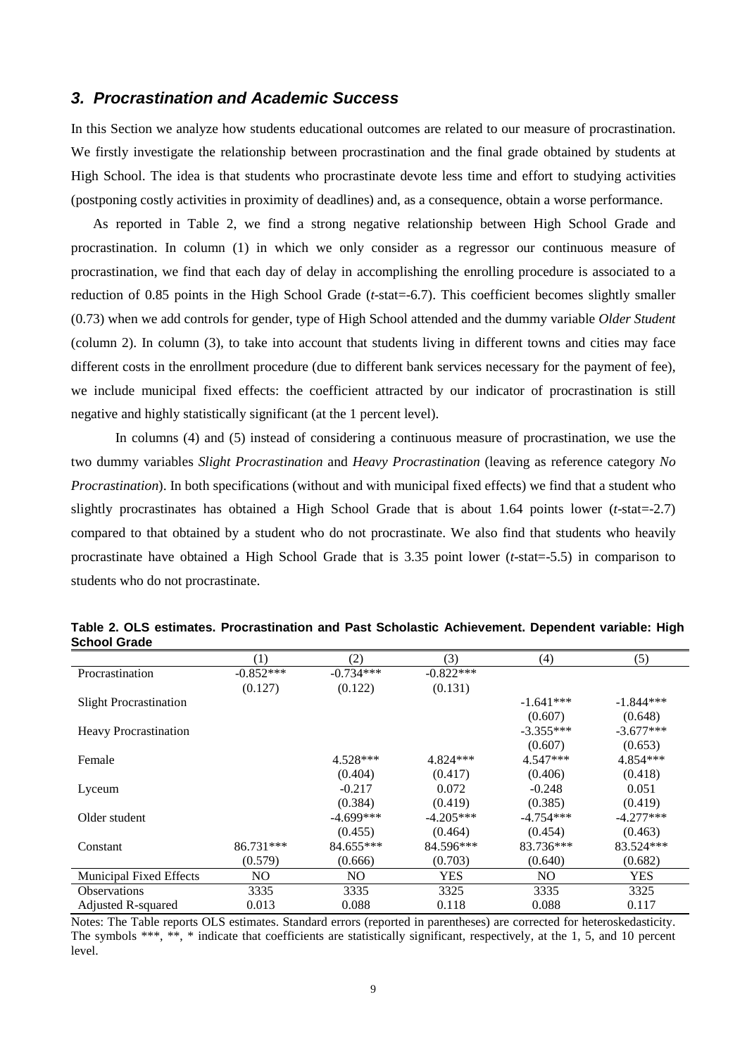### *3. Procrastination and Academic Success*

In this Section we analyze how students educational outcomes are related to our measure of procrastination. We firstly investigate the relationship between procrastination and the final grade obtained by students at High School. The idea is that students who procrastinate devote less time and effort to studying activities (postponing costly activities in proximity of deadlines) and, as a consequence, obtain a worse performance.

As reported in Table 2, we find a strong negative relationship between High School Grade and procrastination. In column (1) in which we only consider as a regressor our continuous measure of procrastination, we find that each day of delay in accomplishing the enrolling procedure is associated to a reduction of 0.85 points in the High School Grade (*t*-stat=-6.7). This coefficient becomes slightly smaller (0.73) when we add controls for gender, type of High School attended and the dummy variable *Older Student* (column 2). In column (3), to take into account that students living in different towns and cities may face different costs in the enrollment procedure (due to different bank services necessary for the payment of fee), we include municipal fixed effects: the coefficient attracted by our indicator of procrastination is still negative and highly statistically significant (at the 1 percent level).

In columns (4) and (5) instead of considering a continuous measure of procrastination, we use the two dummy variables *Slight Procrastination* and *Heavy Procrastination* (leaving as reference category *No Procrastination*). In both specifications (without and with municipal fixed effects) we find that a student who slightly procrastinates has obtained a High School Grade that is about 1.64 points lower (*t*-stat=-2.7) compared to that obtained by a student who do not procrastinate. We also find that students who heavily procrastinate have obtained a High School Grade that is 3.35 point lower (*t*-stat=-5.5) in comparison to students who do not procrastinate.

**Table 2. OLS estimates. Procrastination and Past Scholastic Achievement. Dependent variable: High School Grade**

| | (1) | (2) | (3) | (4) | (5) |
|---|---|---|---|---|---|
| Procrastination | -0.852*** | -0.734*** | -0.822*** | | |
| | (0.127) | (0.122) | (0.131) | | |
| Slight Procrastination | | | | -1.641*** | -1.844*** |
| | | | | (0.607) | (0.648) |
| Heavy Procrastination | | | | -3.355*** | -3.677*** |
| | | | | (0.607) | (0.653) |
| Female | | 4.528*** | 4.824*** | 4.547*** | 4.854*** |
| | | (0.404) | (0.417) | (0.406) | (0.418) |
| Lyceum | | -0.217 | 0.072 | -0.248 | 0.051 |
| | | (0.384) | (0.419) | (0.385) | (0.419) |
| Older student | | -4.699*** | -4.205*** | -4.754*** | -4.277*** |
| | | (0.455) | (0.464) | (0.454) | (0.463) |
| Constant | 86.731*** | 84.655*** | 84.596*** | 83.736*** | 83.524*** |
| | (0.579) | (0.666) | (0.703) | (0.640) | (0.682) |
| Municipal Fixed Effects | NO | NO | YES | NO | YES |
| Observations | 3335 | 3335 | 3325 | 3335 | 3325 |
| Adjusted R-squared | 0.013 | 0.088 | 0.118 | 0.088 | 0.117 |

Notes: The Table reports OLS estimates. Standard errors (reported in parentheses) are corrected for heteroskedasticity. The symbols ***, **, * indicate that coefficients are statistically significant, respectively, at the 1, 5, and 10 percent level.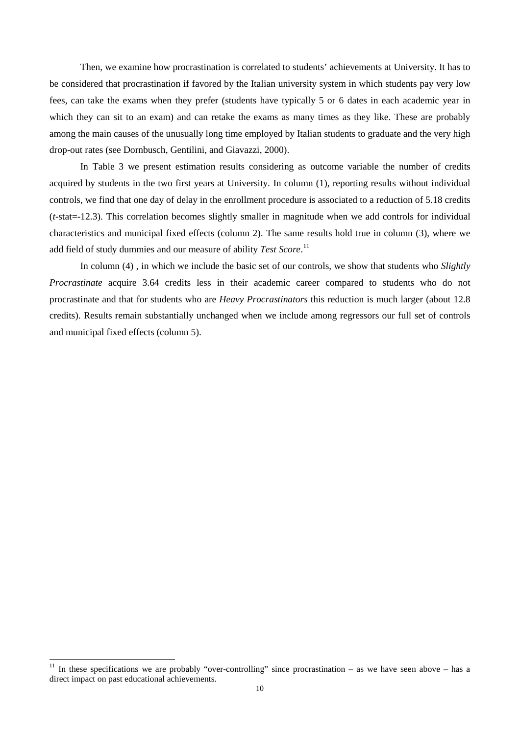Then, we examine how procrastination is correlated to students' achievements at University. It has to be considered that procrastination if favored by the Italian university system in which students pay very low fees, can take the exams when they prefer (students have typically 5 or 6 dates in each academic year in which they can sit to an exam) and can retake the exams as many times as they like. These are probably among the main causes of the unusually long time employed by Italian students to graduate and the very high drop-out rates (see Dornbusch, Gentilini, and Giavazzi, 2000).

In Table 3 we present estimation results considering as outcome variable the number of credits acquired by students in the two first years at University. In column (1), reporting results without individual controls, we find that one day of delay in the enrollment procedure is associated to a reduction of 5.18 credits (*t*-stat=-12.3). This correlation becomes slightly smaller in magnitude when we add controls for individual characteristics and municipal fixed effects (column 2). The same results hold true in column (3), where we add field of study dummies and our measure of ability *Test Score*.[11]

In column (4) , in which we include the basic set of our controls, we show that students who *Slightly Procrastinate* acquire 3.64 credits less in their academic career compared to students who do not procrastinate and that for students who are *Heavy Procrastinators* this reduction is much larger (about 12.8 credits). Results remain substantially unchanged when we include among regressors our full set of controls and municipal fixed effects (column 5).

---

[11] In these specifications we are probably "over-controlling" since procrastination – as we have seen above – has a direct impact on past educational achievements.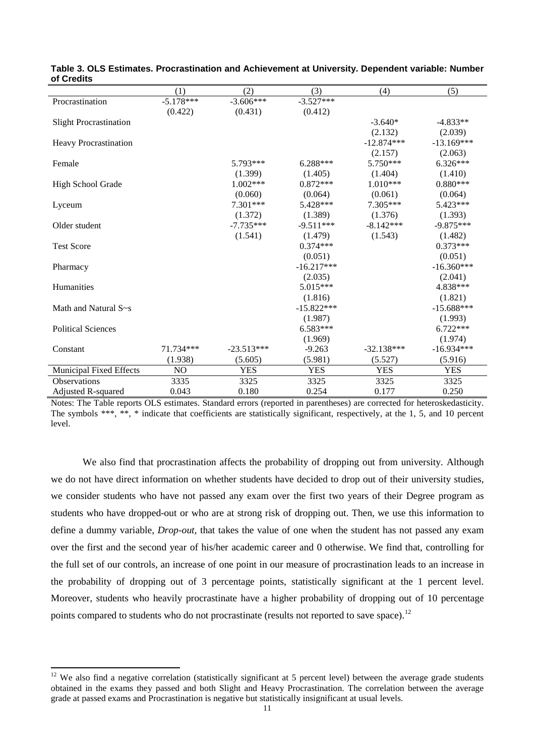**Table 3. OLS Estimates. Procrastination and Achievement at University. Dependent variable: Number of Credits**

| | (1) | (2) | (3) | (4) | (5) |
|---|---|---|---|---|---|
| Procrastination | -5.178*** | -3.606*** | -3.527*** | | |
| | (0.422) | (0.431) | (0.412) | | |
| Slight Procrastination | | | | -3.640* | -4.833** |
| | | | | (2.132) | (2.039) |
| Heavy Procrastination | | | | -12.874*** | -13.169*** |
| | | | | (2.157) | (2.063) |
| Female | | 5.793*** | 6.288*** | 5.750*** | 6.326*** |
| | | (1.399) | (1.405) | (1.404) | (1.410) |
| High School Grade | | 1.002*** | 0.872*** | 1.010*** | 0.880*** |
| | | (0.060) | (0.064) | (0.061) | (0.064) |
| Lyceum | | 7.301*** | 5.428*** | 7.305*** | 5.423*** |
| | | (1.372) | (1.389) | (1.376) | (1.393) |
| Older student | | -7.735*** | -9.511*** | -8.142*** | -9.875*** |
| | | (1.541) | (1.479) | (1.543) | (1.482) |
| Test Score | | | 0.374*** | | 0.373*** |
| | | | (0.051) | | (0.051) |
| Pharmacy | | | -16.217*** | | -16.360*** |
| | | | (2.035) | | (2.041) |
| Humanities | | | 5.015*** | | 4.838*** |
| | | | (1.816) | | (1.821) |
| Math and Natural S~s | | | -15.822*** | | -15.688*** |
| | | | (1.987) | | (1.993) |
| Political Sciences | | | 6.583*** | | 6.722*** |
| | | | (1.969) | | (1.974) |
| Constant | 71.734*** | -23.513*** | -9.263 | -32.138*** | -16.934*** |
| | (1.938) | (5.605) | (5.981) | (5.527) | (5.916) |
| Municipal Fixed Effects | NO | YES | YES | YES | YES |
| Observations | 3335 | 3325 | 3325 | 3325 | 3325 |
| Adjusted R-squared | 0.043 | 0.180 | 0.254 | 0.177 | 0.250 |

Notes: The Table reports OLS estimates. Standard errors (reported in parentheses) are corrected for heteroskedasticity. The symbols ***, **, * indicate that coefficients are statistically significant, respectively, at the 1, 5, and 10 percent level.

We also find that procrastination affects the probability of dropping out from university. Although we do not have direct information on whether students have decided to drop out of their university studies, we consider students who have not passed any exam over the first two years of their Degree program as students who have dropped-out or who are at strong risk of dropping out. Then, we use this information to define a dummy variable, *Drop-out*, that takes the value of one when the student has not passed any exam over the first and the second year of his/her academic career and 0 otherwise. We find that, controlling for the full set of our controls, an increase of one point in our measure of procrastination leads to an increase in the probability of dropping out of 3 percentage points, statistically significant at the 1 percent level. Moreover, students who heavily procrastinate have a higher probability of dropping out of 10 percentage points compared to students who do not procrastinate (results not reported to save space).[12]

[12] We also find a negative correlation (statistically significant at 5 percent level) between the average grade students obtained in the exams they passed and both Slight and Heavy Procrastination. The correlation between the average grade at passed exams and Procrastination is negative but statistically insignificant at usual levels.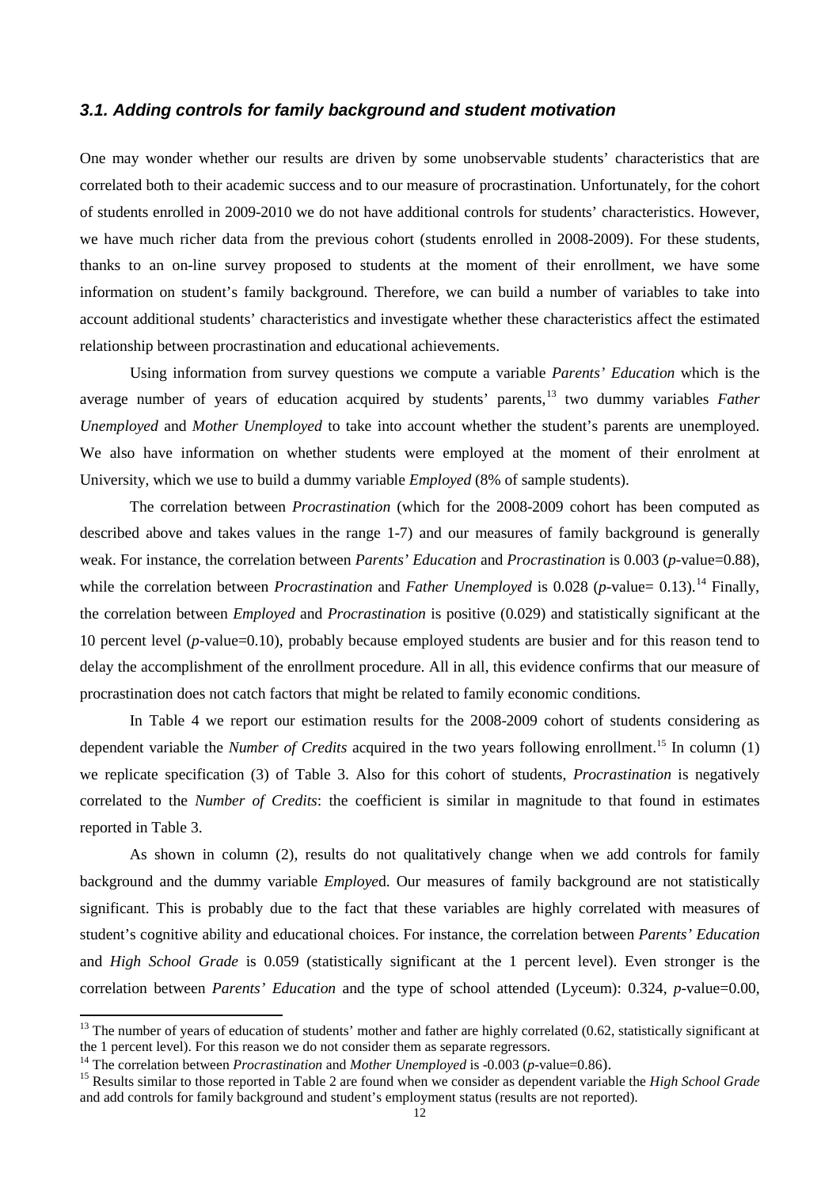### *3.1. Adding controls for family background and student motivation*

One may wonder whether our results are driven by some unobservable students' characteristics that are correlated both to their academic success and to our measure of procrastination. Unfortunately, for the cohort of students enrolled in 2009-2010 we do not have additional controls for students' characteristics. However, we have much richer data from the previous cohort (students enrolled in 2008-2009). For these students, thanks to an on-line survey proposed to students at the moment of their enrollment, we have some information on student's family background. Therefore, we can build a number of variables to take into account additional students' characteristics and investigate whether these characteristics affect the estimated relationship between procrastination and educational achievements.

Using information from survey questions we compute a variable *Parents' Education* which is the average number of years of education acquired by students' parents,[13] two dummy variables *Father Unemployed* and *Mother Unemployed* to take into account whether the student's parents are unemployed. We also have information on whether students were employed at the moment of their enrolment at University, which we use to build a dummy variable *Employed* (8% of sample students).

The correlation between *Procrastination* (which for the 2008-2009 cohort has been computed as described above and takes values in the range 1-7) and our measures of family background is generally weak. For instance, the correlation between *Parents' Education* and *Procrastination* is 0.003 (*p*-value=0.88), while the correlation between *Procrastination* and *Father Unemployed* is 0.028 (*p*-value= 0.13).[14] Finally, the correlation between *Employed* and *Procrastination* is positive (0.029) and statistically significant at the 10 percent level (*p*-value=0.10), probably because employed students are busier and for this reason tend to delay the accomplishment of the enrollment procedure. All in all, this evidence confirms that our measure of procrastination does not catch factors that might be related to family economic conditions.

In Table 4 we report our estimation results for the 2008-2009 cohort of students considering as dependent variable the *Number of Credits* acquired in the two years following enrollment.[15] In column (1) we replicate specification (3) of Table 3. Also for this cohort of students, *Procrastination* is negatively correlated to the *Number of Credits*: the coefficient is similar in magnitude to that found in estimates reported in Table 3.

As shown in column (2), results do not qualitatively change when we add controls for family background and the dummy variable *Employe*d. Our measures of family background are not statistically significant. This is probably due to the fact that these variables are highly correlated with measures of student's cognitive ability and educational choices. For instance, the correlation between *Parents' Education* and *High School Grade* is 0.059 (statistically significant at the 1 percent level). Even stronger is the correlation between *Parents' Education* and the type of school attended (Lyceum): 0.324, *p*-value=0.00,

---

[13] The number of years of education of students' mother and father are highly correlated (0.62, statistically significant at the 1 percent level). For this reason we do not consider them as separate regressors.

[14] The correlation between *Procrastination* and *Mother Unemployed* is -0.003 (*p*-value=0.86).

[15] Results similar to those reported in Table 2 are found when we consider as dependent variable the *High School Grade* and add controls for family background and student's employment status (results are not reported).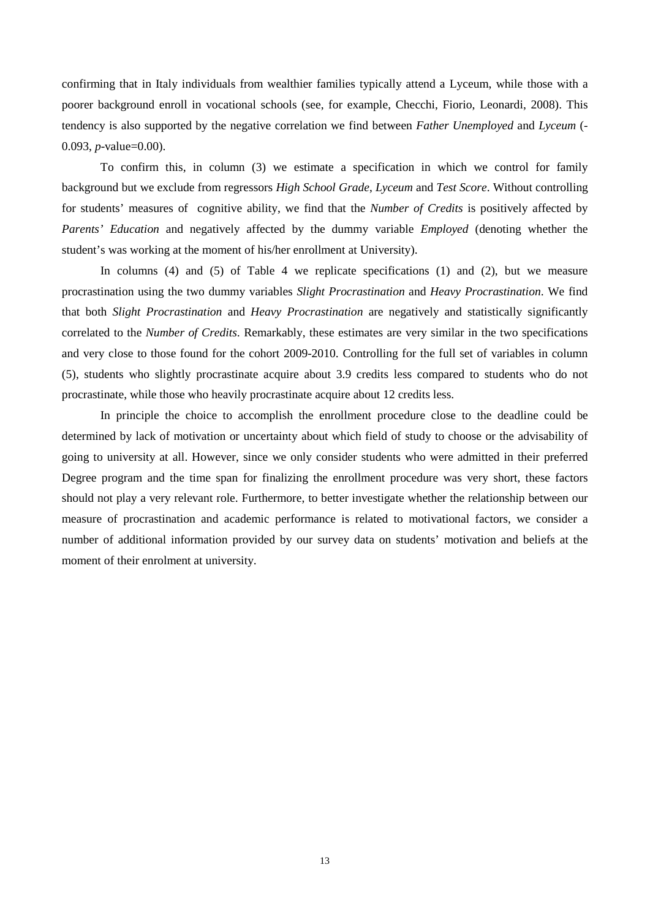confirming that in Italy individuals from wealthier families typically attend a Lyceum, while those with a poorer background enroll in vocational schools (see, for example, Checchi, Fiorio, Leonardi, 2008). This tendency is also supported by the negative correlation we find between *Father Unemployed* and *Lyceum* (-0.093, *p*-value=0.00).

To confirm this, in column (3) we estimate a specification in which we control for family background but we exclude from regressors *High School Grade*, *Lyceum* and *Test Score*. Without controlling for students' measures of cognitive ability, we find that the *Number of Credits* is positively affected by *Parents' Education* and negatively affected by the dummy variable *Employed* (denoting whether the student's was working at the moment of his/her enrollment at University).

In columns (4) and (5) of Table 4 we replicate specifications (1) and (2), but we measure procrastination using the two dummy variables *Slight Procrastination* and *Heavy Procrastination*. We find that both *Slight Procrastination* and *Heavy Procrastination* are negatively and statistically significantly correlated to the *Number of Credits*. Remarkably, these estimates are very similar in the two specifications and very close to those found for the cohort 2009-2010. Controlling for the full set of variables in column (5), students who slightly procrastinate acquire about 3.9 credits less compared to students who do not procrastinate, while those who heavily procrastinate acquire about 12 credits less.

In principle the choice to accomplish the enrollment procedure close to the deadline could be determined by lack of motivation or uncertainty about which field of study to choose or the advisability of going to university at all. However, since we only consider students who were admitted in their preferred Degree program and the time span for finalizing the enrollment procedure was very short, these factors should not play a very relevant role. Furthermore, to better investigate whether the relationship between our measure of procrastination and academic performance is related to motivational factors, we consider a number of additional information provided by our survey data on students' motivation and beliefs at the moment of their enrolment at university.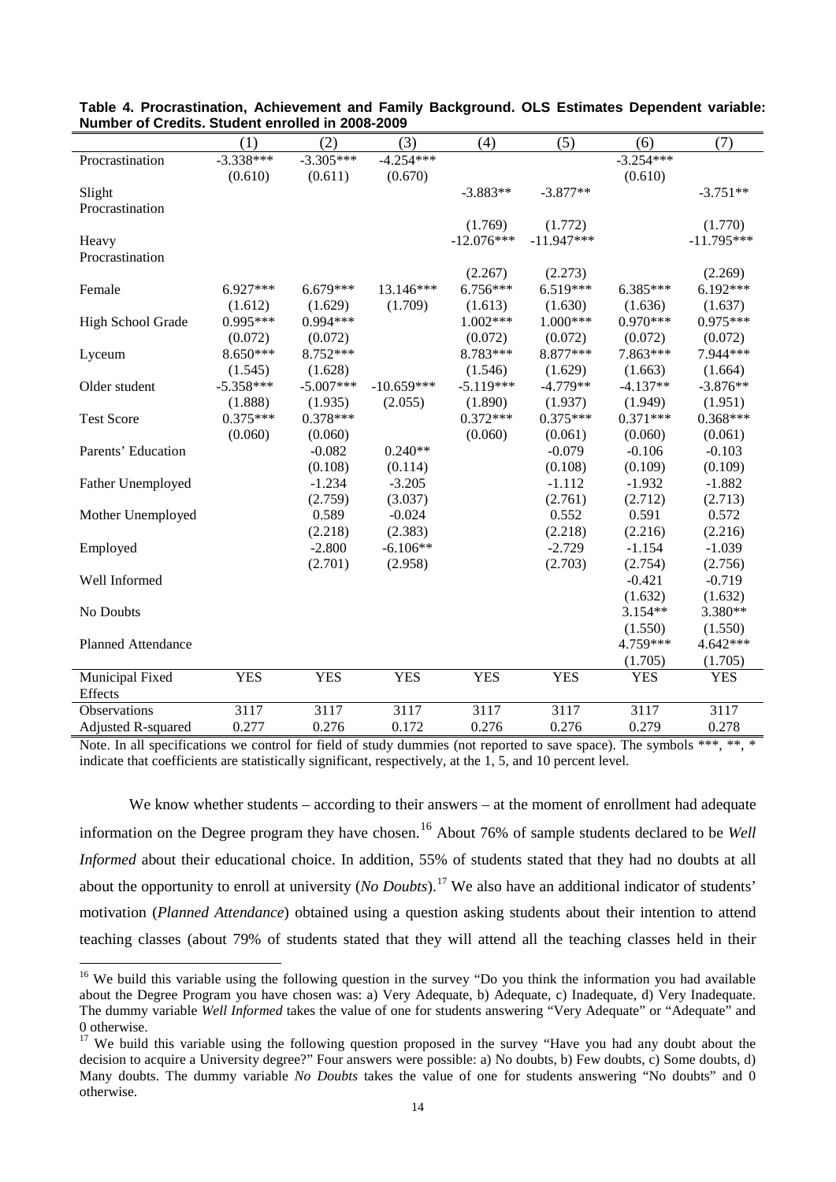**Table 4. Procrastination, Achievement and Family Background. OLS Estimates Dependent variable: Number of Credits. Student enrolled in 2008-2009**

| | (1) | (2) | (3) | (4) | (5) | (6) | (7) |
|---|---|---|---|---|---|---|---|
| Procrastination | -3.338*** | -3.305*** | -4.254*** | | | -3.254*** | |
| | (0.610) | (0.611) | (0.670) | | | (0.610) | |
| Slight Procrastination | | | | -3.883** | -3.877** | | -3.751** |
| | | | | (1.769) | (1.772) | | (1.770) |
| Heavy Procrastination | | | | -12.076*** | -11.947*** | | -11.795*** |
| | | | | (2.267) | (2.273) | | (2.269) |
| Female | 6.927*** | 6.679*** | 13.146*** | 6.756*** | 6.519*** | 6.385*** | 6.192*** |
| | (1.612) | (1.629) | (1.709) | (1.613) | (1.630) | (1.636) | (1.637) |
| High School Grade | 0.995*** | 0.994*** | | 1.002*** | 1.000*** | 0.970*** | 0.975*** |
| | (0.072) | (0.072) | | (0.072) | (0.072) | (0.072) | (0.072) |
| Lyceum | 8.650*** | 8.752*** | | 8.783*** | 8.877*** | 7.863*** | 7.944*** |
| | (1.545) | (1.628) | | (1.546) | (1.629) | (1.663) | (1.664) |
| Older student | -5.358*** | -5.007*** | -10.659*** | -5.119*** | -4.779** | -4.137** | -3.876** |
| | (1.888) | (1.935) | (2.055) | (1.890) | (1.937) | (1.949) | (1.951) |
| Test Score | 0.375*** | 0.378*** | | 0.372*** | 0.375*** | 0.371*** | 0.368*** |
| | (0.060) | (0.060) | | (0.060) | (0.061) | (0.060) | (0.061) |
| Parents' Education | | -0.082 | 0.240** | | -0.079 | -0.106 | -0.103 |
| | | (0.108) | (0.114) | | (0.108) | (0.109) | (0.109) |
| Father Unemployed | | -1.234 | -3.205 | | -1.112 | -1.932 | -1.882 |
| | | (2.759) | (3.037) | | (2.761) | (2.712) | (2.713) |
| Mother Unemployed | | 0.589 | -0.024 | | 0.552 | 0.591 | 0.572 |
| | | (2.218) | (2.383) | | (2.218) | (2.216) | (2.216) |
| Employed | | -2.800 | -6.106** | | -2.729 | -1.154 | -1.039 |
| | | (2.701) | (2.958) | | (2.703) | (2.754) | (2.756) |
| Well Informed | | | | | | -0.421 | -0.719 |
| | | | | | | (1.632) | (1.632) |
| No Doubts | | | | | | 3.154** | 3.380** |
| | | | | | | (1.550) | (1.550) |
| Planned Attendance | | | | | | 4.759*** | 4.642*** |
| | | | | | | (1.705) | (1.705) |
| Municipal Fixed Effects | YES | YES | YES | YES | YES | YES | YES |
| Observations | 3117 | 3117 | 3117 | 3117 | 3117 | 3117 | 3117 |
| Adjusted R-squared | 0.277 | 0.276 | 0.172 | 0.276 | 0.276 | 0.279 | 0.278 |

Note. In all specifications we control for field of study dummies (not reported to save space). The symbols ***, **, * indicate that coefficients are statistically significant, respectively, at the 1, 5, and 10 percent level.

We know whether students – according to their answers – at the moment of enrollment had adequate information on the Degree program they have chosen.[16] About 76% of sample students declared to be *Well Informed* about their educational choice. In addition, 55% of students stated that they had no doubts at all about the opportunity to enroll at university (*No Doubts*).[17] We also have an additional indicator of students' motivation (*Planned Attendance*) obtained using a question asking students about their intention to attend teaching classes (about 79% of students stated that they will attend all the teaching classes held in their

[16] We build this variable using the following question in the survey "Do you think the information you had available about the Degree Program you have chosen was: a) Very Adequate, b) Adequate, c) Inadequate, d) Very Inadequate. The dummy variable *Well Informed* takes the value of one for students answering "Very Adequate" or "Adequate" and 0 otherwise.

[17] We build this variable using the following question proposed in the survey "Have you had any doubt about the decision to acquire a University degree?" Four answers were possible: a) No doubts, b) Few doubts, c) Some doubts, d) Many doubts. The dummy variable *No Doubts* takes the value of one for students answering "No doubts" and 0 otherwise.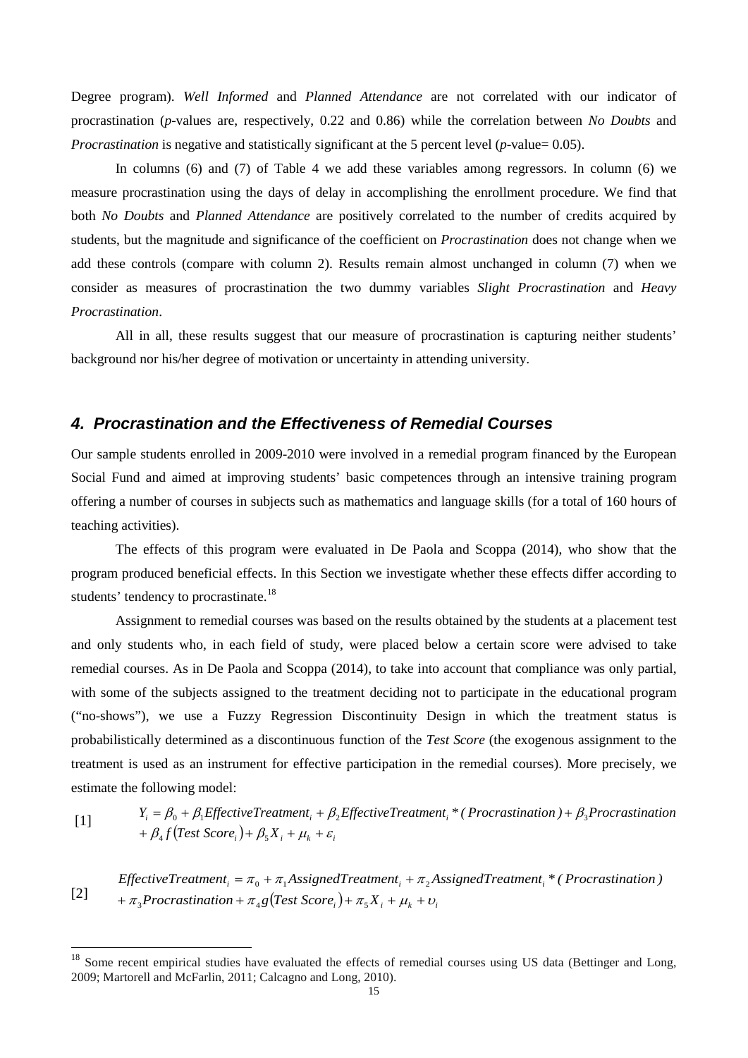Degree program). *Well Informed* and *Planned Attendance* are not correlated with our indicator of procrastination (*p*-values are, respectively, 0.22 and 0.86) while the correlation between *No Doubts* and *Procrastination* is negative and statistically significant at the 5 percent level (*p*-value= 0.05).

In columns (6) and (7) of Table 4 we add these variables among regressors. In column (6) we measure procrastination using the days of delay in accomplishing the enrollment procedure. We find that both *No Doubts* and *Planned Attendance* are positively correlated to the number of credits acquired by students, but the magnitude and significance of the coefficient on *Procrastination* does not change when we add these controls (compare with column 2). Results remain almost unchanged in column (7) when we consider as measures of procrastination the two dummy variables *Slight Procrastination* and *Heavy Procrastination*.

All in all, these results suggest that our measure of procrastination is capturing neither students' background nor his/her degree of motivation or uncertainty in attending university.

## 4. Procrastination and the Effectiveness of Remedial Courses

Our sample students enrolled in 2009-2010 were involved in a remedial program financed by the European Social Fund and aimed at improving students' basic competences through an intensive training program offering a number of courses in subjects such as mathematics and language skills (for a total of 160 hours of teaching activities).

The effects of this program were evaluated in De Paola and Scoppa (2014), who show that the program produced beneficial effects. In this Section we investigate whether these effects differ according to students' tendency to procrastinate.[18]

Assignment to remedial courses was based on the results obtained by the students at a placement test and only students who, in each field of study, were placed below a certain score were advised to take remedial courses. As in De Paola and Scoppa (2014), to take into account that compliance was only partial, with some of the subjects assigned to the treatment deciding not to participate in the educational program ("no-shows"), we use a Fuzzy Regression Discontinuity Design in which the treatment status is probabilistically determined as a discontinuous function of the *Test Score* (the exogenous assignment to the treatment is used as an instrument for effective participation in the remedial courses). More precisely, we estimate the following model:

$$Y_i = \beta_0 + \beta_1 EffectiveTreatment_i + \beta_2 EffectiveTreatment_i * (Procrastination) + \beta_3 Procrastination + \beta_4 f(Test\ Score_i) + \beta_5 X_i + \mu_k + \varepsilon_i \quad [1]$$

$$EffectiveTreatment_i = \pi_0 + \pi_1 AssignedTreatment_i + \pi_2 AssignedTreatment_i * (Procrastination) + \pi_3 Procrastination + \pi_4 g(Test\ Score_i) + \pi_5 X_i + \mu_k + \upsilon_i \quad [2]$$

---

[18] Some recent empirical studies have evaluated the effects of remedial courses using US data (Bettinger and Long, 2009; Martorell and McFarlin, 2011; Calcagno and Long, 2010).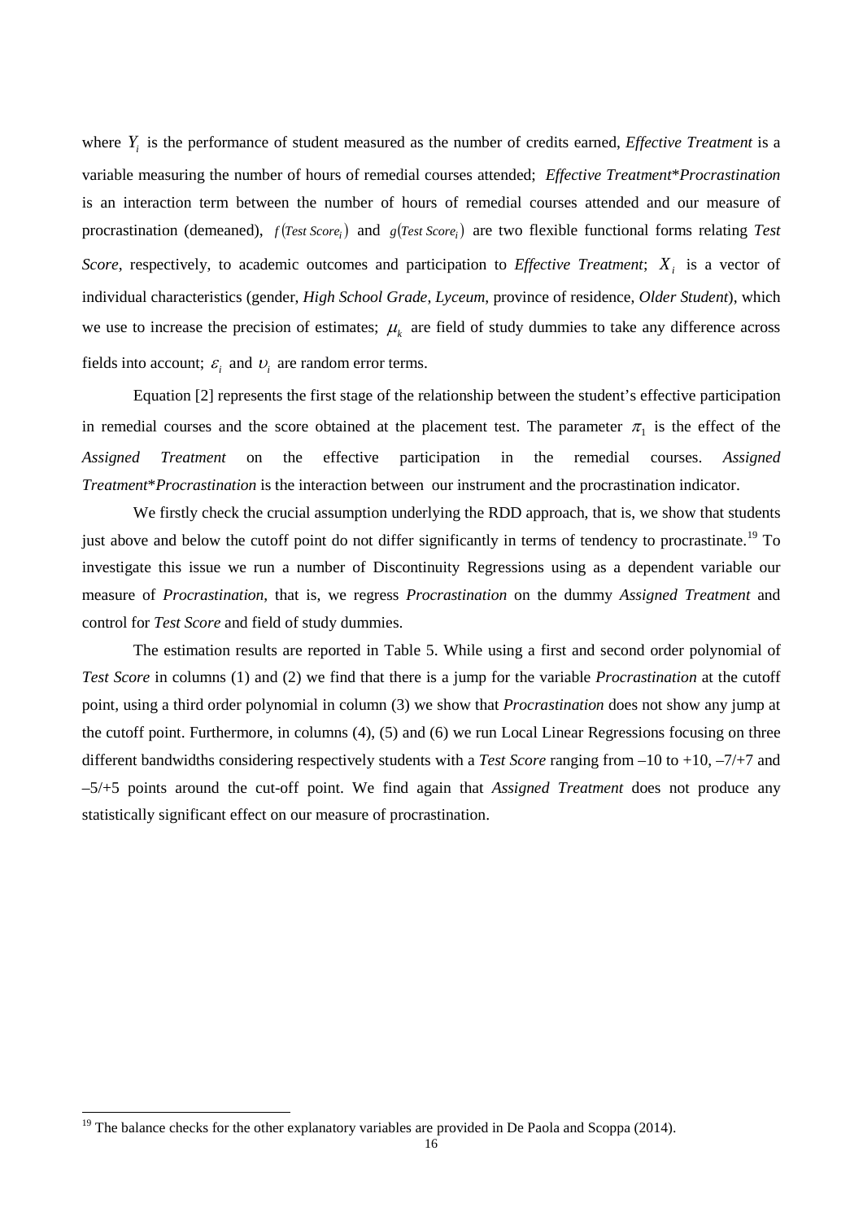where $Y_i$ is the performance of student measured as the number of credits earned, *Effective Treatment* is a variable measuring the number of hours of remedial courses attended; *Effective Treatment*\**Procrastination* is an interaction term between the number of hours of remedial courses attended and our measure of procrastination (demeaned), $f(Test\ Score_i)$ and $g(Test\ Score_i)$ are two flexible functional forms relating *Test Score*, respectively, to academic outcomes and participation to *Effective Treatment*; $X_i$ is a vector of individual characteristics (gender, *High School Grade*, *Lyceum*, province of residence, *Older Student*), which we use to increase the precision of estimates; $\mu_k$ are field of study dummies to take any difference across fields into account; $\varepsilon_i$ and $\upsilon_i$ are random error terms.

Equation [2] represents the first stage of the relationship between the student's effective participation in remedial courses and the score obtained at the placement test. The parameter $\pi_1$ is the effect of the *Assigned Treatment* on the effective participation in the remedial courses. *Assigned Treatment*\**Procrastination* is the interaction between our instrument and the procrastination indicator.

We firstly check the crucial assumption underlying the RDD approach, that is, we show that students just above and below the cutoff point do not differ significantly in terms of tendency to procrastinate.[19] To investigate this issue we run a number of Discontinuity Regressions using as a dependent variable our measure of *Procrastination*, that is, we regress *Procrastination* on the dummy *Assigned Treatment* and control for *Test Score* and field of study dummies.

The estimation results are reported in Table 5. While using a first and second order polynomial of *Test Score* in columns (1) and (2) we find that there is a jump for the variable *Procrastination* at the cutoff point, using a third order polynomial in column (3) we show that *Procrastination* does not show any jump at the cutoff point. Furthermore, in columns (4), (5) and (6) we run Local Linear Regressions focusing on three different bandwidths considering respectively students with a *Test Score* ranging from –10 to +10, –7/+7 and –5/+5 points around the cut-off point. We find again that *Assigned Treatment* does not produce any statistically significant effect on our measure of procrastination.

[19] The balance checks for the other explanatory variables are provided in De Paola and Scoppa (2014).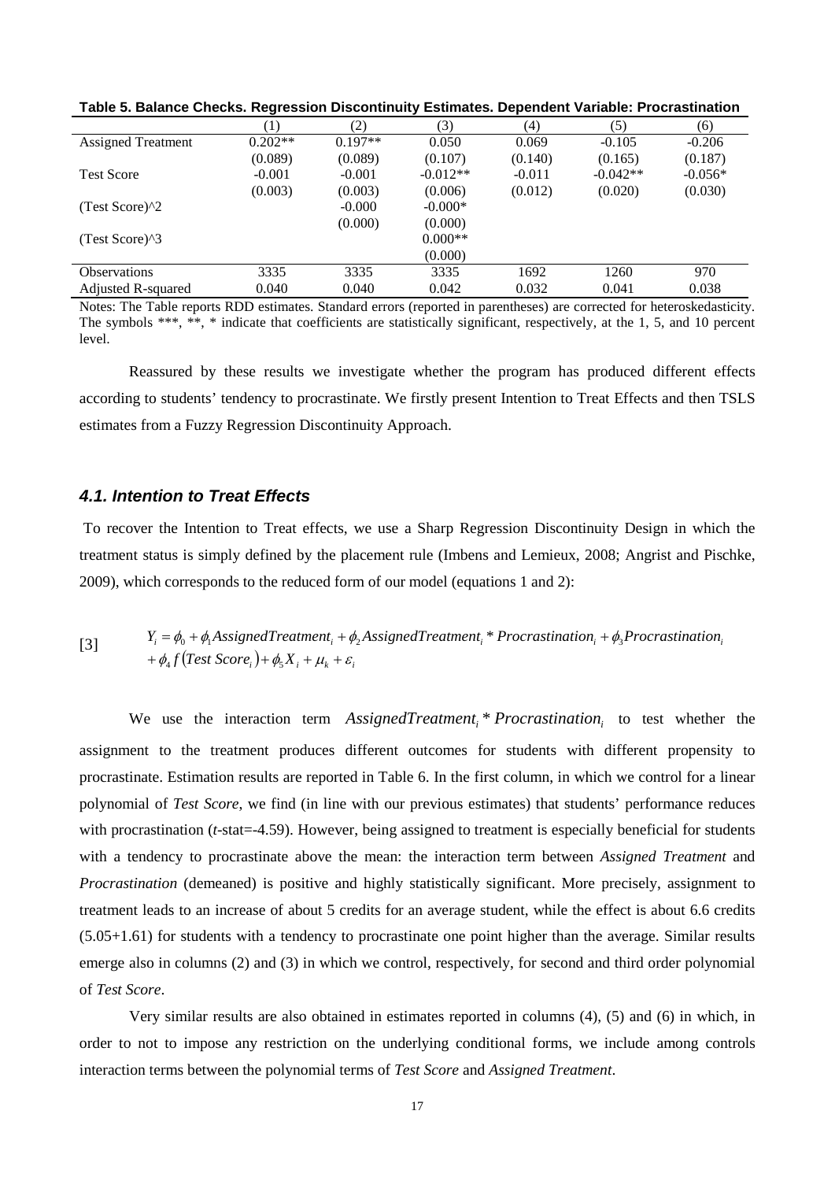**Table 5. Balance Checks. Regression Discontinuity Estimates. Dependent Variable: Procrastination**

| | (1) | (2) | (3) | (4) | (5) | (6) |
|---|---|---|---|---|---|---|
| Assigned Treatment | 0.202** | 0.197** | 0.050 | 0.069 | -0.105 | -0.206 |
| | (0.089) | (0.089) | (0.107) | (0.140) | (0.165) | (0.187) |
| Test Score | -0.001 | -0.001 | -0.012** | -0.011 | -0.042** | -0.056* |
| | (0.003) | (0.003) | (0.006) | (0.012) | (0.020) | (0.030) |
| (Test Score)^2 | | -0.000 | -0.000* | | | |
| | | (0.000) | (0.000) | | | |
| (Test Score)^3 | | | 0.000** | | | |
| | | | (0.000) | | | |
| Observations | 3335 | 3335 | 3335 | 1692 | 1260 | 970 |
| Adjusted R-squared | 0.040 | 0.040 | 0.042 | 0.032 | 0.041 | 0.038 |

Notes: The Table reports RDD estimates. Standard errors (reported in parentheses) are corrected for heteroskedasticity. The symbols ***, **, * indicate that coefficients are statistically significant, respectively, at the 1, 5, and 10 percent level.

Reassured by these results we investigate whether the program has produced different effects according to students' tendency to procrastinate. We firstly present Intention to Treat Effects and then TSLS estimates from a Fuzzy Regression Discontinuity Approach.

### *4.1. Intention to Treat Effects*

To recover the Intention to Treat effects, we use a Sharp Regression Discontinuity Design in which the treatment status is simply defined by the placement rule (Imbens and Lemieux, 2008; Angrist and Pischke, 2009), which corresponds to the reduced form of our model (equations 1 and 2):

$$[3] \qquad \begin{aligned} Y_i = \phi_0 + \phi_1 AssignedTreatment_i + \phi_2 AssignedTreatment_i * Procrastination_i + \phi_3 Procrastination_i \\ + \phi_4 f\left(Test\ Score_i\right) + \phi_5 X_i + \mu_k + \varepsilon_i \end{aligned}$$

We use the interaction term $AssignedTreatment_i * Procrastination_i$ to test whether the assignment to the treatment produces different outcomes for students with different propensity to procrastinate. Estimation results are reported in Table 6. In the first column, in which we control for a linear polynomial of *Test Score*, we find (in line with our previous estimates) that students' performance reduces with procrastination (*t*-stat=-4.59). However, being assigned to treatment is especially beneficial for students with a tendency to procrastinate above the mean: the interaction term between *Assigned Treatment* and *Procrastination* (demeaned) is positive and highly statistically significant. More precisely, assignment to treatment leads to an increase of about 5 credits for an average student, while the effect is about 6.6 credits (5.05+1.61) for students with a tendency to procrastinate one point higher than the average. Similar results emerge also in columns (2) and (3) in which we control, respectively, for second and third order polynomial of *Test Score*.

Very similar results are also obtained in estimates reported in columns (4), (5) and (6) in which, in order to not to impose any restriction on the underlying conditional forms, we include among controls interaction terms between the polynomial terms of *Test Score* and *Assigned Treatment*.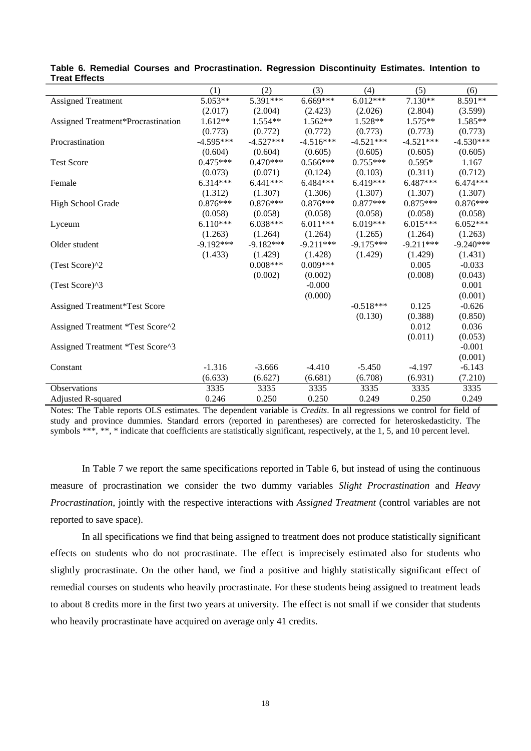**Table 6. Remedial Courses and Procrastination. Regression Discontinuity Estimates. Intention to Treat Effects**

| | (1) | (2) | (3) | (4) | (5) | (6) |
|---|---|---|---|---|---|---|
| Assigned Treatment | 5.053** | 5.391*** | 6.669*** | 6.012*** | 7.130** | 8.591** |
| | (2.017) | (2.004) | (2.423) | (2.026) | (2.804) | (3.599) |
| Assigned Treatment*Procrastination | 1.612** | 1.554** | 1.562** | 1.528** | 1.575** | 1.585** |
| | (0.773) | (0.772) | (0.772) | (0.773) | (0.773) | (0.773) |
| Procrastination | -4.595*** | -4.527*** | -4.516*** | -4.521*** | -4.521*** | -4.530*** |
| | (0.604) | (0.604) | (0.605) | (0.605) | (0.605) | (0.605) |
| Test Score | 0.475*** | 0.470*** | 0.566*** | 0.755*** | 0.595* | 1.167 |
| | (0.073) | (0.071) | (0.124) | (0.103) | (0.311) | (0.712) |
| Female | 6.314*** | 6.441*** | 6.484*** | 6.419*** | 6.487*** | 6.474*** |
| | (1.312) | (1.307) | (1.306) | (1.307) | (1.307) | (1.307) |
| High School Grade | 0.876*** | 0.876*** | 0.876*** | 0.877*** | 0.875*** | 0.876*** |
| | (0.058) | (0.058) | (0.058) | (0.058) | (0.058) | (0.058) |
| Lyceum | 6.110*** | 6.038*** | 6.011*** | 6.019*** | 6.015*** | 6.052*** |
| | (1.263) | (1.264) | (1.264) | (1.265) | (1.264) | (1.263) |
| Older student | -9.192*** | -9.182*** | -9.211*** | -9.175*** | -9.211*** | -9.240*** |
| | (1.433) | (1.429) | (1.428) | (1.429) | (1.429) | (1.431) |
| (Test Score)^2 | | 0.008*** | 0.009*** | | 0.005 | -0.033 |
| | | (0.002) | (0.002) | | (0.008) | (0.043) |
| (Test Score)^3 | | | -0.000 | | | 0.001 |
| | | | (0.000) | | | (0.001) |
| Assigned Treatment*Test Score | | | | -0.518*** | 0.125 | -0.626 |
| | | | | (0.130) | (0.388) | (0.850) |
| Assigned Treatment *Test Score^2 | | | | | 0.012 | 0.036 |
| | | | | | (0.011) | (0.053) |
| Assigned Treatment *Test Score^3 | | | | | | -0.001 |
| | | | | | | (0.001) |
| Constant | -1.316 | -3.666 | -4.410 | -5.450 | -4.197 | -6.143 |
| | (6.633) | (6.627) | (6.681) | (6.708) | (6.931) | (7.210) |
| Observations | 3335 | 3335 | 3335 | 3335 | 3335 | 3335 |
| Adjusted R-squared | 0.246 | 0.250 | 0.250 | 0.249 | 0.250 | 0.249 |

Notes: The Table reports OLS estimates. The dependent variable is *Credits*. In all regressions we control for field of study and province dummies. Standard errors (reported in parentheses) are corrected for heteroskedasticity. The symbols ***, **, * indicate that coefficients are statistically significant, respectively, at the 1, 5, and 10 percent level.

In Table 7 we report the same specifications reported in Table 6, but instead of using the continuous measure of procrastination we consider the two dummy variables *Slight Procrastination* and *Heavy Procrastination*, jointly with the respective interactions with *Assigned Treatment* (control variables are not reported to save space).

In all specifications we find that being assigned to treatment does not produce statistically significant effects on students who do not procrastinate. The effect is imprecisely estimated also for students who slightly procrastinate. On the other hand, we find a positive and highly statistically significant effect of remedial courses on students who heavily procrastinate. For these students being assigned to treatment leads to about 8 credits more in the first two years at university. The effect is not small if we consider that students who heavily procrastinate have acquired on average only 41 credits.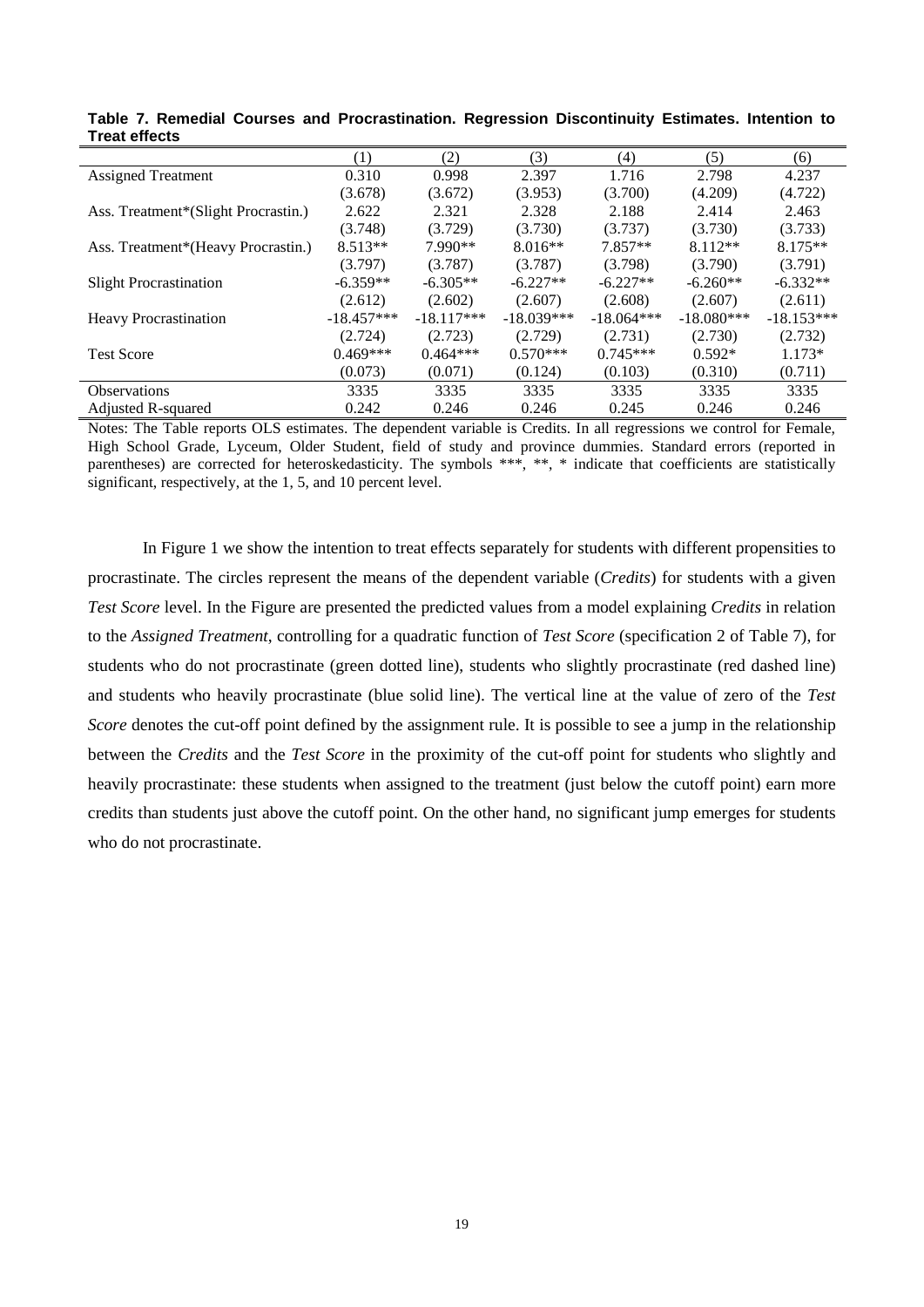**Table 7. Remedial Courses and Procrastination. Regression Discontinuity Estimates. Intention to Treat effects**

| | (1) | (2) | (3) | (4) | (5) | (6) |
|---|---|---|---|---|---|---|
| Assigned Treatment | 0.310 | 0.998 | 2.397 | 1.716 | 2.798 | 4.237 |
| | (3.678) | (3.672) | (3.953) | (3.700) | (4.209) | (4.722) |
| Ass. Treatment*(Slight Procrastin.) | 2.622 | 2.321 | 2.328 | 2.188 | 2.414 | 2.463 |
| | (3.748) | (3.729) | (3.730) | (3.737) | (3.730) | (3.733) |
| Ass. Treatment*(Heavy Procrastin.) | 8.513** | 7.990** | 8.016** | 7.857** | 8.112** | 8.175** |
| | (3.797) | (3.787) | (3.787) | (3.798) | (3.790) | (3.791) |
| Slight Procrastination | -6.359** | -6.305** | -6.227** | -6.227** | -6.260** | -6.332** |
| | (2.612) | (2.602) | (2.607) | (2.608) | (2.607) | (2.611) |
| Heavy Procrastination | -18.457*** | -18.117*** | -18.039*** | -18.064*** | -18.080*** | -18.153*** |
| | (2.724) | (2.723) | (2.729) | (2.731) | (2.730) | (2.732) |
| Test Score | 0.469*** | 0.464*** | 0.570*** | 0.745*** | 0.592* | 1.173* |
| | (0.073) | (0.071) | (0.124) | (0.103) | (0.310) | (0.711) |
| Observations | 3335 | 3335 | 3335 | 3335 | 3335 | 3335 |
| Adjusted R-squared | 0.242 | 0.246 | 0.246 | 0.245 | 0.246 | 0.246 |

Notes: The Table reports OLS estimates. The dependent variable is Credits. In all regressions we control for Female, High School Grade, Lyceum, Older Student, field of study and province dummies. Standard errors (reported in parentheses) are corrected for heteroskedasticity. The symbols ***, **, * indicate that coefficients are statistically significant, respectively, at the 1, 5, and 10 percent level.

In Figure 1 we show the intention to treat effects separately for students with different propensities to procrastinate. The circles represent the means of the dependent variable (*Credits*) for students with a given *Test Score* level. In the Figure are presented the predicted values from a model explaining *Credits* in relation to the *Assigned Treatment*, controlling for a quadratic function of *Test Score* (specification 2 of Table 7), for students who do not procrastinate (green dotted line), students who slightly procrastinate (red dashed line) and students who heavily procrastinate (blue solid line). The vertical line at the value of zero of the *Test Score* denotes the cut-off point defined by the assignment rule. It is possible to see a jump in the relationship between the *Credits* and the *Test Score* in the proximity of the cut-off point for students who slightly and heavily procrastinate: these students when assigned to the treatment (just below the cutoff point) earn more credits than students just above the cutoff point. On the other hand, no significant jump emerges for students who do not procrastinate.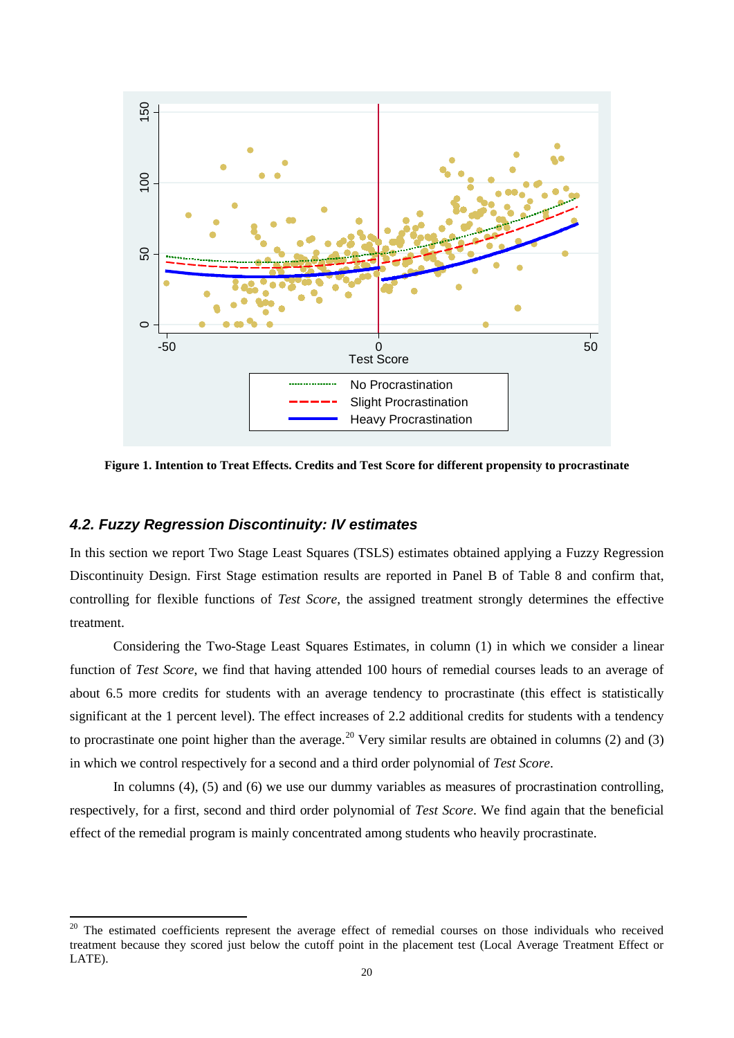**Figure 1. Intention to Treat Effects. Credits and Test Score for different propensity to procrastinate**

### *4.2. Fuzzy Regression Discontinuity: IV estimates*

In this section we report Two Stage Least Squares (TSLS) estimates obtained applying a Fuzzy Regression Discontinuity Design. First Stage estimation results are reported in Panel B of Table 8 and confirm that, controlling for flexible functions of *Test Score*, the assigned treatment strongly determines the effective treatment.

Considering the Two-Stage Least Squares Estimates, in column (1) in which we consider a linear function of *Test Score*, we find that having attended 100 hours of remedial courses leads to an average of about 6.5 more credits for students with an average tendency to procrastinate (this effect is statistically significant at the 1 percent level). The effect increases of 2.2 additional credits for students with a tendency to procrastinate one point higher than the average.[20] Very similar results are obtained in columns (2) and (3) in which we control respectively for a second and a third order polynomial of *Test Score*.

In columns (4), (5) and (6) we use our dummy variables as measures of procrastination controlling, respectively, for a first, second and third order polynomial of *Test Score*. We find again that the beneficial effect of the remedial program is mainly concentrated among students who heavily procrastinate.

[20] The estimated coefficients represent the average effect of remedial courses on those individuals who received treatment because they scored just below the cutoff point in the placement test (Local Average Treatment Effect or LATE).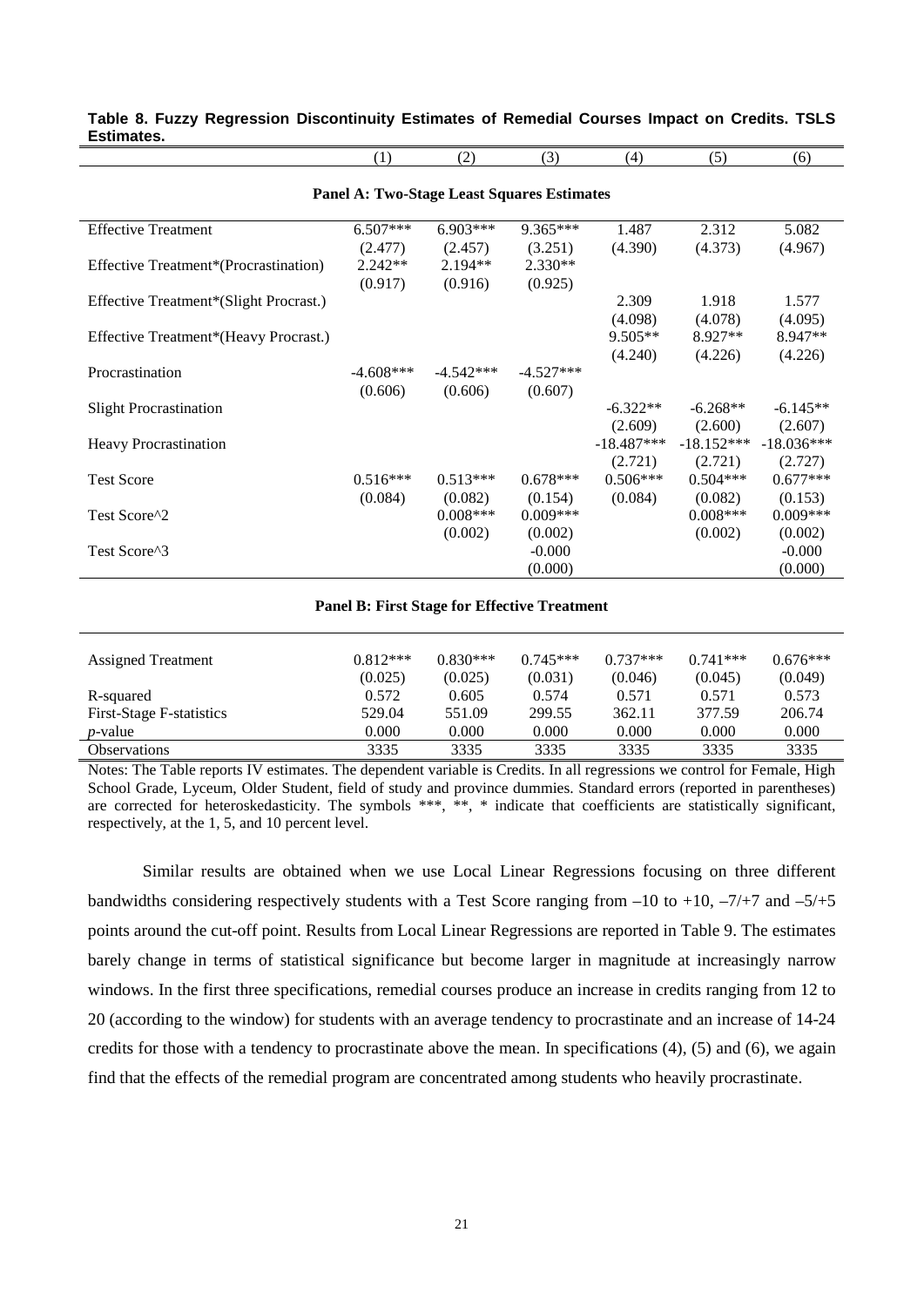**Table 8. Fuzzy Regression Discontinuity Estimates of Remedial Courses Impact on Credits. TSLS Estimates.**

| | (1) | (2) | (3) | (4) | (5) | (6) |
|---|---|---|---|---|---|---|
| **Panel A: Two-Stage Least Squares Estimates** | | | | | | |
| Effective Treatment | 6.507*** | 6.903*** | 9.365*** | 1.487 | 2.312 | 5.082 |
| | (2.477) | (2.457) | (3.251) | (4.390) | (4.373) | (4.967) |
| Effective Treatment*(Procrastination) | 2.242** | 2.194** | 2.330** | | | |
| | (0.917) | (0.916) | (0.925) | | | |
| Effective Treatment*(Slight Procrast.) | | | | 2.309 | 1.918 | 1.577 |
| | | | | (4.098) | (4.078) | (4.095) |
| Effective Treatment*(Heavy Procrast.) | | | | 9.505** | 8.927** | 8.947** |
| | | | | (4.240) | (4.226) | (4.226) |
| Procrastination | -4.608*** | -4.542*** | -4.527*** | | | |
| | (0.606) | (0.606) | (0.607) | | | |
| Slight Procrastination | | | | -6.322** | -6.268** | -6.145** |
| | | | | (2.609) | (2.600) | (2.607) |
| Heavy Procrastination | | | | -18.487*** | -18.152*** | -18.036*** |
| | | | | (2.721) | (2.721) | (2.727) |
| Test Score | 0.516*** | 0.513*** | 0.678*** | 0.506*** | 0.504*** | 0.677*** |
| | (0.084) | (0.082) | (0.154) | (0.084) | (0.082) | (0.153) |
| Test Score^2 | | 0.008*** | 0.009*** | | 0.008*** | 0.009*** |
| | | (0.002) | (0.002) | | (0.002) | (0.002) |
| Test Score^3 | | | -0.000 | | | -0.000 |
| | | | (0.000) | | | (0.000) |
| **Panel B: First Stage for Effective Treatment** | | | | | | |
| Assigned Treatment | 0.812*** | 0.830*** | 0.745*** | 0.737*** | 0.741*** | 0.676*** |
| | (0.025) | (0.025) | (0.031) | (0.046) | (0.045) | (0.049) |
| R-squared | 0.572 | 0.605 | 0.574 | 0.571 | 0.571 | 0.573 |
| First-Stage F-statistics | 529.04 | 551.09 | 299.55 | 362.11 | 377.59 | 206.74 |
| *p*-value | 0.000 | 0.000 | 0.000 | 0.000 | 0.000 | 0.000 |
| Observations | 3335 | 3335 | 3335 | 3335 | 3335 | 3335 |

Notes: The Table reports IV estimates. The dependent variable is Credits. In all regressions we control for Female, High School Grade, Lyceum, Older Student, field of study and province dummies. Standard errors (reported in parentheses) are corrected for heteroskedasticity. The symbols ***, **, * indicate that coefficients are statistically significant, respectively, at the 1, 5, and 10 percent level.

Similar results are obtained when we use Local Linear Regressions focusing on three different bandwidths considering respectively students with a Test Score ranging from –10 to +10, –7/+7 and –5/+5 points around the cut-off point. Results from Local Linear Regressions are reported in Table 9. The estimates barely change in terms of statistical significance but become larger in magnitude at increasingly narrow windows. In the first three specifications, remedial courses produce an increase in credits ranging from 12 to 20 (according to the window) for students with an average tendency to procrastinate and an increase of 14-24 credits for those with a tendency to procrastinate above the mean. In specifications (4), (5) and (6), we again find that the effects of the remedial program are concentrated among students who heavily procrastinate.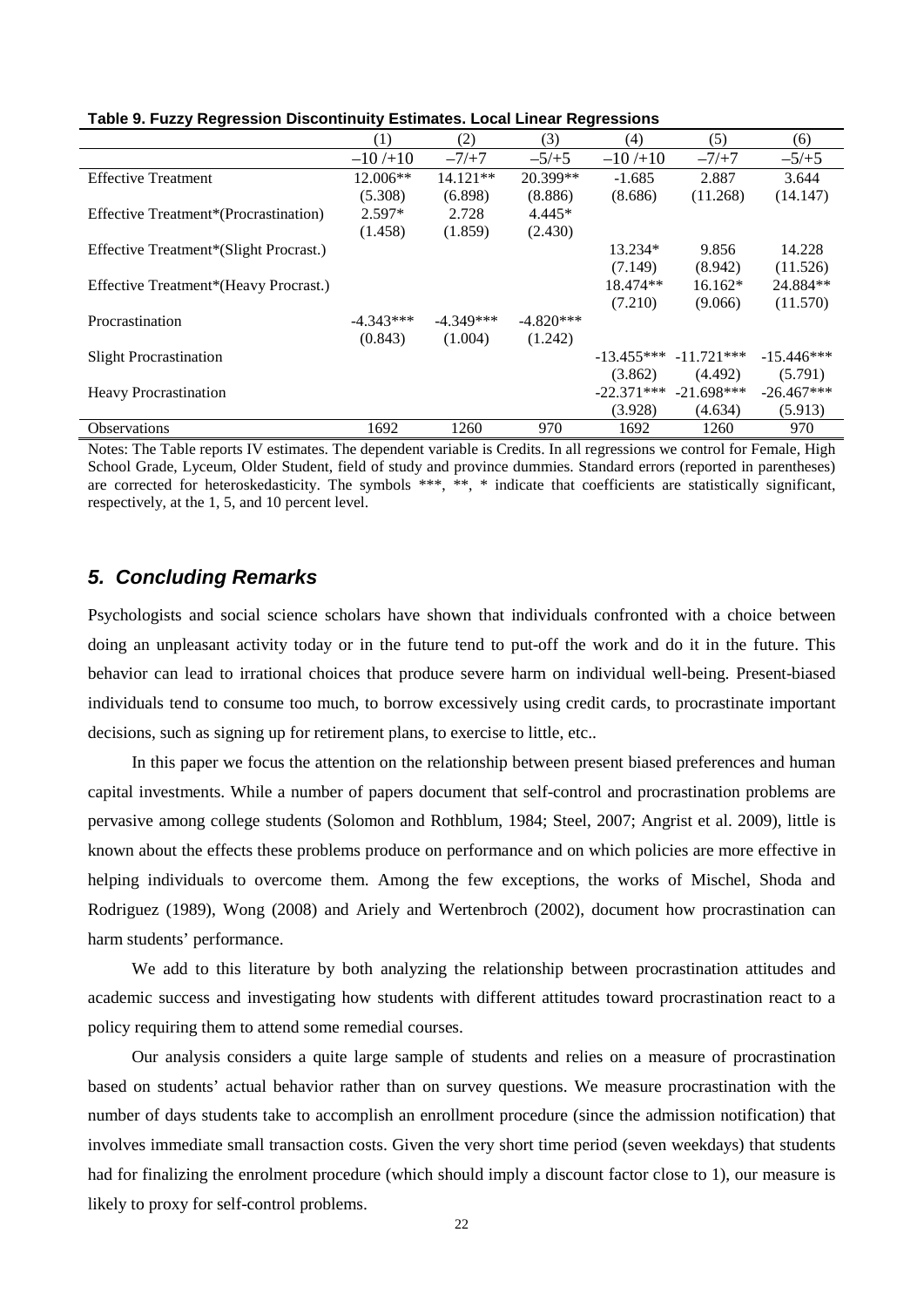**Table 9. Fuzzy Regression Discontinuity Estimates. Local Linear Regressions**

| | (1) | (2) | (3) | (4) | (5) | (6) |
|---|---|---|---|---|---|---|
| | –10 /+10 | –7/+7 | –5/+5 | –10 /+10 | –7/+7 | –5/+5 |
| Effective Treatment | 12.006** | 14.121** | 20.399** | -1.685 | 2.887 | 3.644 |
| | (5.308) | (6.898) | (8.886) | (8.686) | (11.268) | (14.147) |
| Effective Treatment*(Procrastination) | 2.597* | 2.728 | 4.445* | | | |
| | (1.458) | (1.859) | (2.430) | | | |
| Effective Treatment*(Slight Procrast.) | | | | 13.234* | 9.856 | 14.228 |
| | | | | (7.149) | (8.942) | (11.526) |
| Effective Treatment*(Heavy Procrast.) | | | | 18.474** | 16.162* | 24.884** |
| | | | | (7.210) | (9.066) | (11.570) |
| Procrastination | -4.343*** | -4.349*** | -4.820*** | | | |
| | (0.843) | (1.004) | (1.242) | | | |
| Slight Procrastination | | | | -13.455*** | -11.721*** | -15.446*** |
| | | | | (3.862) | (4.492) | (5.791) |
| Heavy Procrastination | | | | -22.371*** | -21.698*** | -26.467*** |
| | | | | (3.928) | (4.634) | (5.913) |
| Observations | 1692 | 1260 | 970 | 1692 | 1260 | 970 |

Notes: The Table reports IV estimates. The dependent variable is Credits. In all regressions we control for Female, High School Grade, Lyceum, Older Student, field of study and province dummies. Standard errors (reported in parentheses) are corrected for heteroskedasticity. The symbols ***, **, * indicate that coefficients are statistically significant, respectively, at the 1, 5, and 10 percent level.

## *5. Concluding Remarks*

Psychologists and social science scholars have shown that individuals confronted with a choice between doing an unpleasant activity today or in the future tend to put-off the work and do it in the future. This behavior can lead to irrational choices that produce severe harm on individual well-being. Present-biased individuals tend to consume too much, to borrow excessively using credit cards, to procrastinate important decisions, such as signing up for retirement plans, to exercise to little, etc..

In this paper we focus the attention on the relationship between present biased preferences and human capital investments. While a number of papers document that self-control and procrastination problems are pervasive among college students (Solomon and Rothblum, 1984; Steel, 2007; Angrist et al. 2009), little is known about the effects these problems produce on performance and on which policies are more effective in helping individuals to overcome them. Among the few exceptions, the works of Mischel, Shoda and Rodriguez (1989), Wong (2008) and Ariely and Wertenbroch (2002), document how procrastination can harm students' performance.

We add to this literature by both analyzing the relationship between procrastination attitudes and academic success and investigating how students with different attitudes toward procrastination react to a policy requiring them to attend some remedial courses.

Our analysis considers a quite large sample of students and relies on a measure of procrastination based on students' actual behavior rather than on survey questions. We measure procrastination with the number of days students take to accomplish an enrollment procedure (since the admission notification) that involves immediate small transaction costs. Given the very short time period (seven weekdays) that students had for finalizing the enrolment procedure (which should imply a discount factor close to 1), our measure is likely to proxy for self-control problems.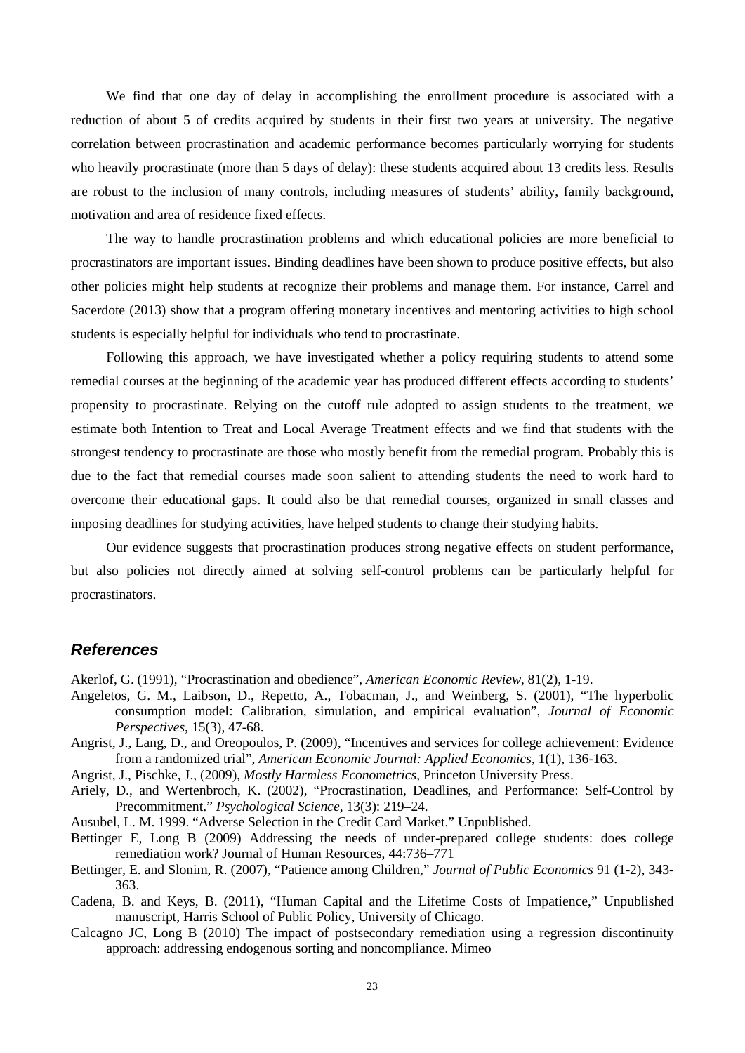We find that one day of delay in accomplishing the enrollment procedure is associated with a reduction of about 5 of credits acquired by students in their first two years at university. The negative correlation between procrastination and academic performance becomes particularly worrying for students who heavily procrastinate (more than 5 days of delay): these students acquired about 13 credits less. Results are robust to the inclusion of many controls, including measures of students' ability, family background, motivation and area of residence fixed effects.

The way to handle procrastination problems and which educational policies are more beneficial to procrastinators are important issues. Binding deadlines have been shown to produce positive effects, but also other policies might help students at recognize their problems and manage them. For instance, Carrel and Sacerdote (2013) show that a program offering monetary incentives and mentoring activities to high school students is especially helpful for individuals who tend to procrastinate.

Following this approach, we have investigated whether a policy requiring students to attend some remedial courses at the beginning of the academic year has produced different effects according to students' propensity to procrastinate. Relying on the cutoff rule adopted to assign students to the treatment, we estimate both Intention to Treat and Local Average Treatment effects and we find that students with the strongest tendency to procrastinate are those who mostly benefit from the remedial program. Probably this is due to the fact that remedial courses made soon salient to attending students the need to work hard to overcome their educational gaps. It could also be that remedial courses, organized in small classes and imposing deadlines for studying activities, have helped students to change their studying habits.

Our evidence suggests that procrastination produces strong negative effects on student performance, but also policies not directly aimed at solving self-control problems can be particularly helpful for procrastinators.

## *References*

Akerlof, G. (1991), "Procrastination and obedience", *American Economic Review*, 81(2), 1-19.

Angeletos, G. M., Laibson, D., Repetto, A., Tobacman, J., and Weinberg, S. (2001), "The hyperbolic consumption model: Calibration, simulation, and empirical evaluation", *Journal of Economic Perspectives*, 15(3), 47-68.

Angrist, J., Lang, D., and Oreopoulos, P. (2009), "Incentives and services for college achievement: Evidence from a randomized trial", *American Economic Journal: Applied Economics*, 1(1), 136-163.

Angrist, J., Pischke, J., (2009), *Mostly Harmless Econometrics*, Princeton University Press.

Ariely, D., and Wertenbroch, K. (2002), "Procrastination, Deadlines, and Performance: Self-Control by Precommitment." *Psychological Science*, 13(3): 219–24.

Ausubel, L. M. 1999. "Adverse Selection in the Credit Card Market." Unpublished.

Bettinger E, Long B (2009) Addressing the needs of under-prepared college students: does college remediation work? Journal of Human Resources, 44:736–771

Bettinger, E. and Slonim, R. (2007), "Patience among Children," *Journal of Public Economics* 91 (1-2), 343-363.

Cadena, B. and Keys, B. (2011), "Human Capital and the Lifetime Costs of Impatience," Unpublished manuscript, Harris School of Public Policy, University of Chicago.

Calcagno JC, Long B (2010) The impact of postsecondary remediation using a regression discontinuity approach: addressing endogenous sorting and noncompliance. Mimeo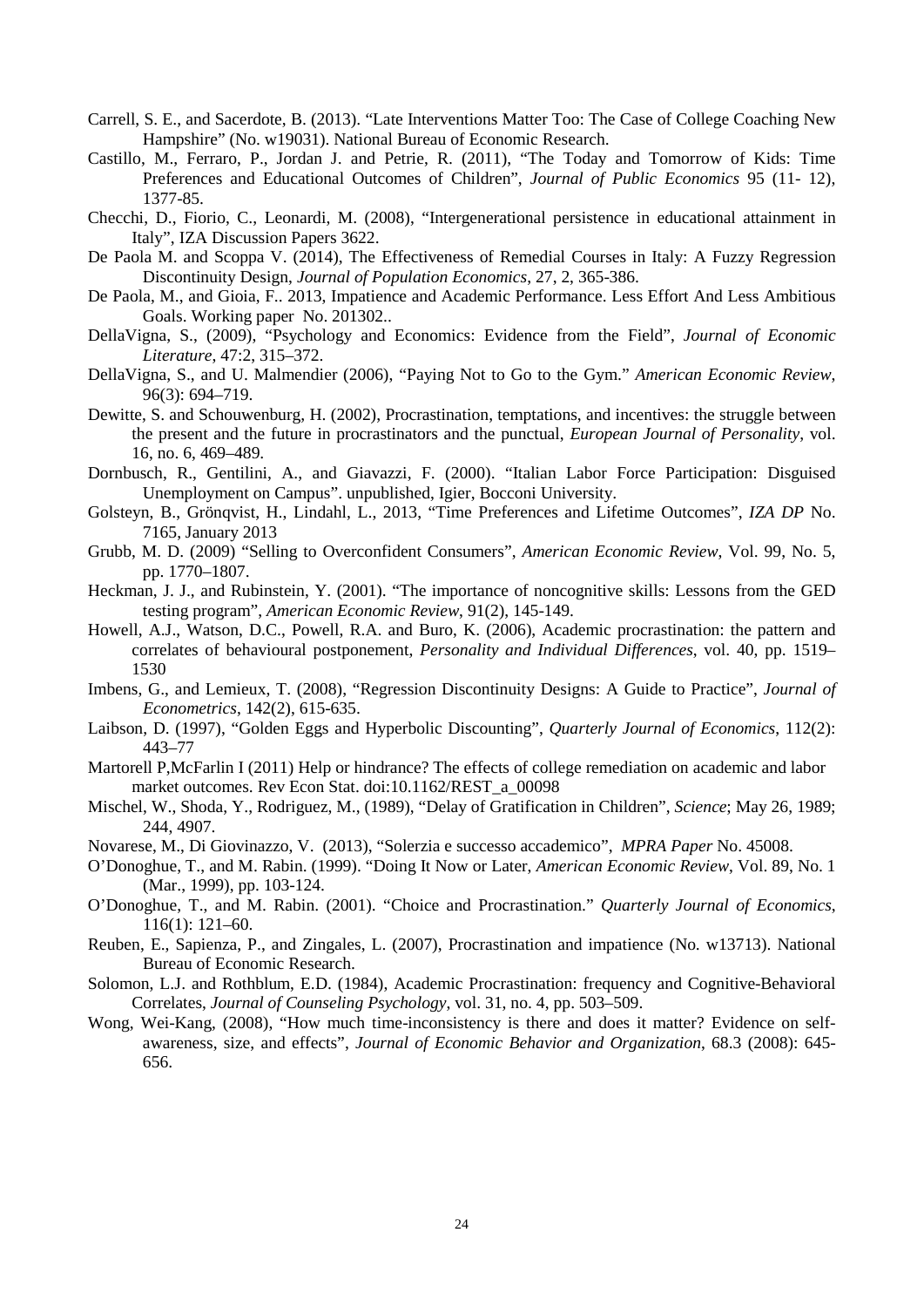Carrell, S. E., and Sacerdote, B. (2013). "Late Interventions Matter Too: The Case of College Coaching New Hampshire" (No. w19031). National Bureau of Economic Research.

Castillo, M., Ferraro, P., Jordan J. and Petrie, R. (2011), "The Today and Tomorrow of Kids: Time Preferences and Educational Outcomes of Children", *Journal of Public Economics* 95 (11- 12), 1377-85.

Checchi, D., Fiorio, C., Leonardi, M. (2008), "Intergenerational persistence in educational attainment in Italy", IZA Discussion Papers 3622.

De Paola M. and Scoppa V. (2014), The Effectiveness of Remedial Courses in Italy: A Fuzzy Regression Discontinuity Design, *Journal of Population Economics*, 27, 2, 365-386.

De Paola, M., and Gioia, F.. 2013, Impatience and Academic Performance. Less Effort And Less Ambitious Goals. Working paper No. 201302..

DellaVigna, S., (2009), "Psychology and Economics: Evidence from the Field", *Journal of Economic Literature*, 47:2, 315–372.

DellaVigna, S., and U. Malmendier (2006), "Paying Not to Go to the Gym." *American Economic Review*, 96(3): 694–719.

Dewitte, S. and Schouwenburg, H. (2002), Procrastination, temptations, and incentives: the struggle between the present and the future in procrastinators and the punctual, *European Journal of Personality*, vol. 16, no. 6, 469–489.

Dornbusch, R., Gentilini, A., and Giavazzi, F. (2000). "Italian Labor Force Participation: Disguised Unemployment on Campus". unpublished, Igier, Bocconi University.

Golsteyn, B., Grönqvist, H., Lindahl, L., 2013, "Time Preferences and Lifetime Outcomes", *IZA DP* No. 7165, January 2013

Grubb, M. D. (2009) "Selling to Overconfident Consumers", *American Economic Review*, Vol. 99, No. 5, pp. 1770–1807.

Heckman, J. J., and Rubinstein, Y. (2001). "The importance of noncognitive skills: Lessons from the GED testing program", *American Economic Review*, 91(2), 145-149.

Howell, A.J., Watson, D.C., Powell, R.A. and Buro, K. (2006), Academic procrastination: the pattern and correlates of behavioural postponement, *Personality and Individual Differences*, vol. 40, pp. 1519–1530

Imbens, G., and Lemieux, T. (2008), "Regression Discontinuity Designs: A Guide to Practice", *Journal of Econometrics*, 142(2), 615-635.

Laibson, D. (1997), "Golden Eggs and Hyperbolic Discounting", *Quarterly Journal of Economics*, 112(2): 443–77

Martorell P,McFarlin I (2011) Help or hindrance? The effects of college remediation on academic and labor market outcomes. Rev Econ Stat. doi:10.1162/REST_a_00098

Mischel, W., Shoda, Y., Rodriguez, M., (1989), "Delay of Gratification in Children", *Science*; May 26, 1989; 244, 4907.

Novarese, M., Di Giovinazzo, V. (2013), "Solerzia e successo accademico", *MPRA Paper* No. 45008.

O'Donoghue, T., and M. Rabin. (1999). "Doing It Now or Later, *American Economic Review*, Vol. 89, No. 1 (Mar., 1999), pp. 103-124.

O'Donoghue, T., and M. Rabin. (2001). "Choice and Procrastination." *Quarterly Journal of Economics*, 116(1): 121–60.

Reuben, E., Sapienza, P., and Zingales, L. (2007), Procrastination and impatience (No. w13713). National Bureau of Economic Research.

Solomon, L.J. and Rothblum, E.D. (1984), Academic Procrastination: frequency and Cognitive-Behavioral Correlates, *Journal of Counseling Psychology*, vol. 31, no. 4, pp. 503–509.

Wong, Wei-Kang, (2008), "How much time-inconsistency is there and does it matter? Evidence on self-awareness, size, and effects", *Journal of Economic Behavior and Organization*, 68.3 (2008): 645-656.